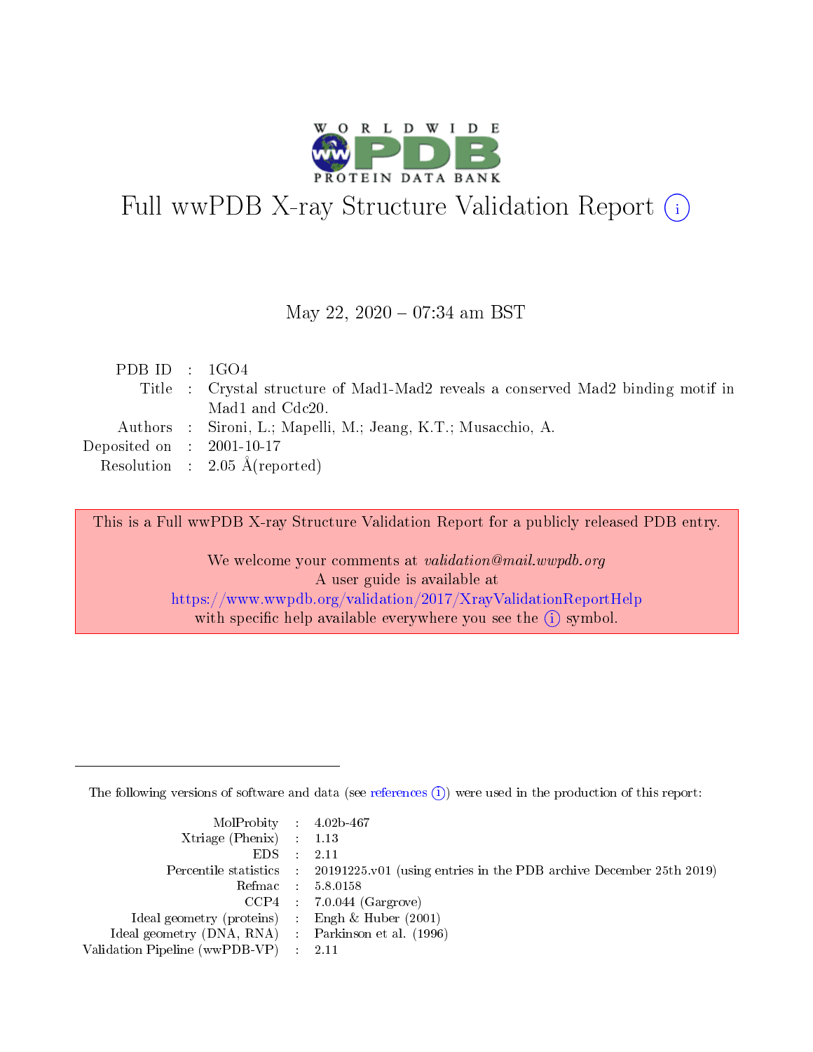# Full wwPDB X-ray Structure Validation Report

May 22, 2020 – 07:34 am BST

| | | |
|---|---|---|
| PDB ID | : | 1GO4 |
| Title | : | Crystal structure of Mad1-Mad2 reveals a conserved Mad2 binding motif in Mad1 and Cdc20. |
| Authors | : | Sironi, L.; Mapelli, M.; Jeang, K.T.; Musacchio, A. |
| Deposited on | : | 2001-10-17 |
| Resolution | : | 2.05 Å(reported) |

This is a Full wwPDB X-ray Structure Validation Report for a publicly released PDB entry.

We welcome your comments at *validation@mail.wwpdb.org*
A user guide is available at
https://www.wwpdb.org/validation/2017/XrayValidationReportHelp
with specific help available everywhere you see the (i) symbol.

The following versions of software and data (see references (i)) were used in the production of this report:

| | | |
|---|---|---|
| MolProbity | : | 4.02b-467 |
| Xtriage (Phenix) | : | 1.13 |
| EDS | : | 2.11 |
| Percentile statistics | : | 20191225.v01 (using entries in the PDB archive December 25th 2019) |
| Refmac | : | 5.8.0158 |
| CCP4 | : | 7.0.044 (Gargrove) |
| Ideal geometry (proteins) | : | Engh & Huber (2001) |
| Ideal geometry (DNA, RNA) | : | Parkinson et al. (1996) |
| Validation Pipeline (wwPDB-VP) | : | 2.11 |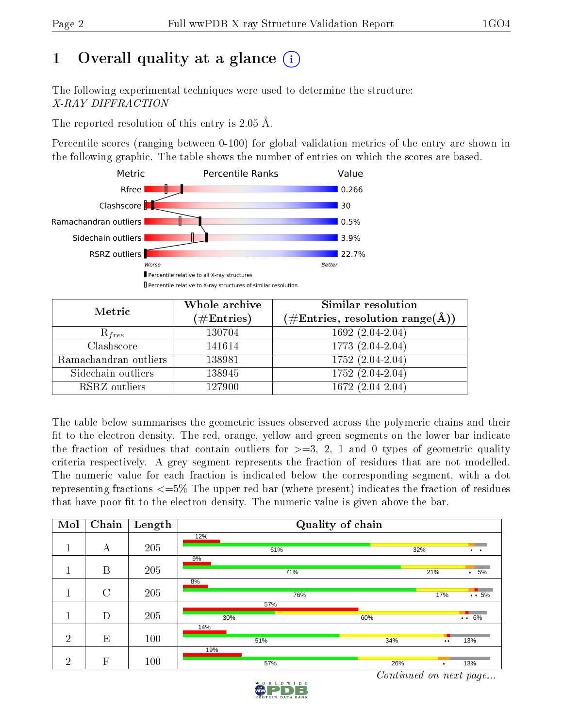# 1 Overall quality at a glance

The following experimental techniques were used to determine the structure: *X-RAY DIFFRACTION*

The reported resolution of this entry is 2.05 Å.

Percentile scores (ranging between 0-100) for global validation metrics of the entry are shown in the following graphic. The table shows the number of entries on which the scores are based.

| Metric | Value |
|---|---|
| Rfree | 0.266 |
| Clashscore | 30 |
| Ramachandran outliers | 0.5% |
| Sidechain outliers | 3.9% |
| RSRZ outliers | 22.7% |

Worse — Better

▮ Percentile relative to all X-ray structures
▯ Percentile relative to X-ray structures of similar resolution

| Metric | Whole archive (#Entries) | Similar resolution (#Entries, resolution range(Å)) |
|---|---|---|
| $R_{free}$ | 130704 | 1692 (2.04-2.04) |
| Clashscore | 141614 | 1773 (2.04-2.04) |
| Ramachandran outliers | 138981 | 1752 (2.04-2.04) |
| Sidechain outliers | 138945 | 1752 (2.04-2.04) |
| RSRZ outliers | 127900 | 1672 (2.04-2.04) |

The table below summarises the geometric issues observed across the polymeric chains and their fit to the electron density. The red, orange, yellow and green segments on the lower bar indicate the fraction of residues that contain outliers for >=3, 2, 1 and 0 types of geometric quality criteria respectively. A grey segment represents the fraction of residues that are not modelled. The numeric value for each fraction is indicated below the corresponding segment, with a dot representing fractions <=5% The upper red bar (where present) indicates the fraction of residues that have poor fit to the electron density. The numeric value is given above the bar.

| Mol | Chain | Length | Quality of chain |
|---|---|---|---|
| 1 | A | 205 | 12% ; 61%, 32%, •, • |
| 1 | B | 205 | 9% ; 71%, 21%, •, 5% |
| 1 | C | 205 | 8% ; 76%, 17%, •, •, 5% |
| 1 | D | 205 | 57% ; 30%, 60%, •, •, 6% |
| 2 | E | 100 | 14% ; 51%, 34%, •, •, 13% |
| 2 | F | 100 | 19% ; 57%, 26%, •, 13% |

*Continued on next page...*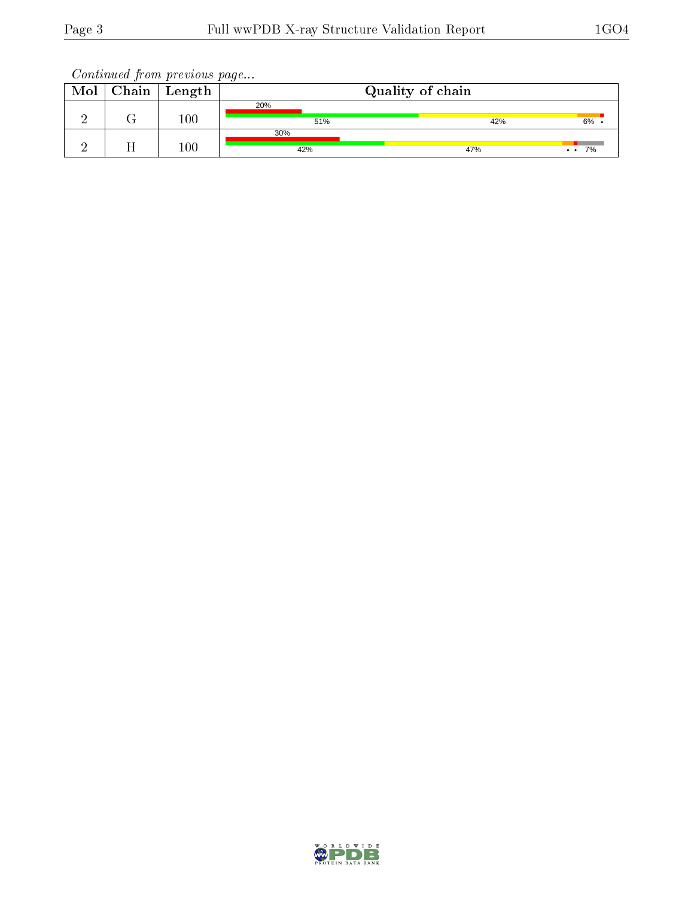*Continued from previous page...*

| Mol | Chain | Length | Quality of chain |
|---|---|---|---|
| 2 | G | 100 | 20% / 51% / 42% / 6% • |
| 2 | H | 100 | 30% / 42% / 47% / • • 7% |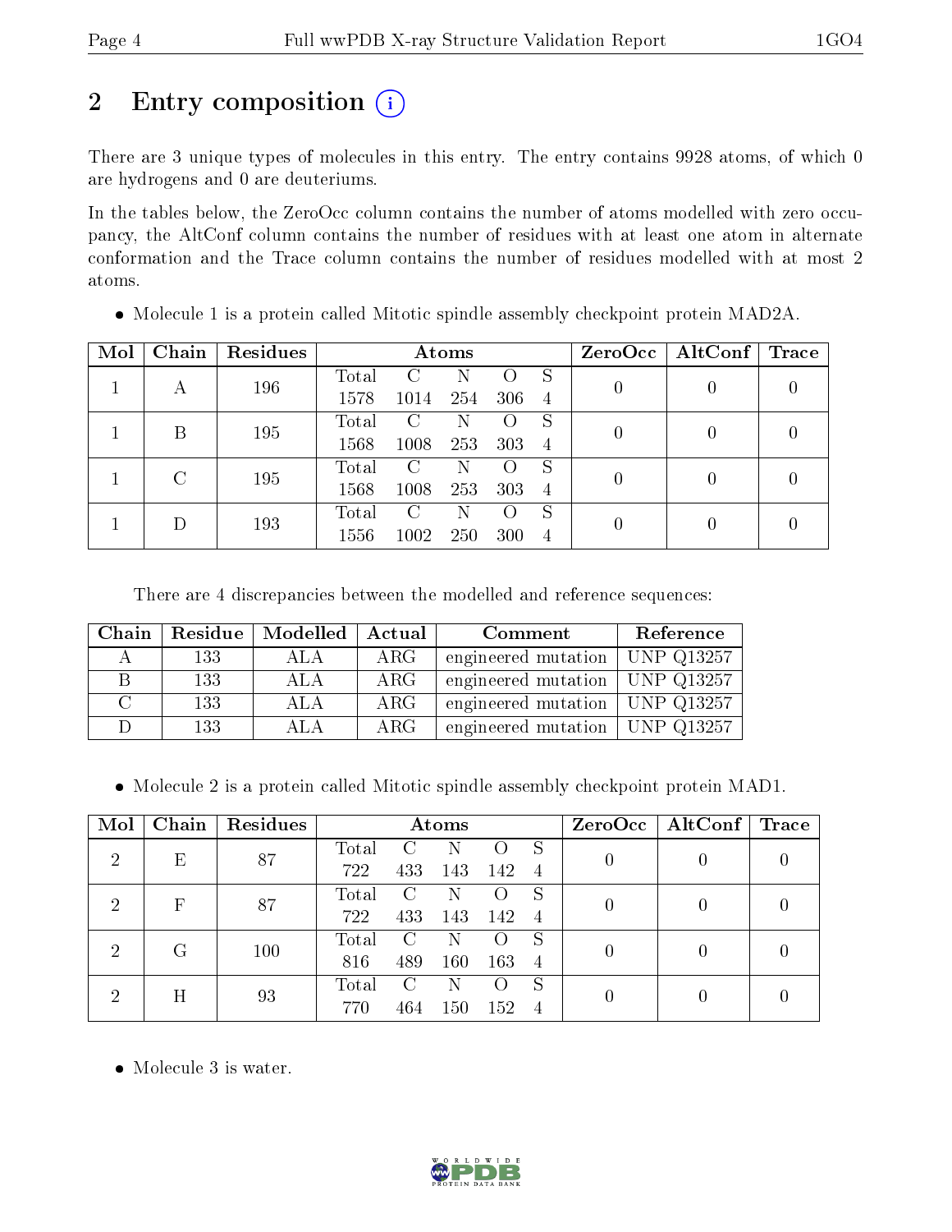# 2 Entry composition

There are 3 unique types of molecules in this entry. The entry contains 9928 atoms, of which 0 are hydrogens and 0 are deuteriums.

In the tables below, the ZeroOcc column contains the number of atoms modelled with zero occupancy, the AltConf column contains the number of residues with at least one atom in alternate conformation and the Trace column contains the number of residues modelled with at most 2 atoms.

- Molecule 1 is a protein called Mitotic spindle assembly checkpoint protein MAD2A.

| Mol | Chain | Residues | Atoms | | | | | ZeroOcc | AltConf | Trace |
|---|---|---|---|---|---|---|---|---|---|---|
| 1 | A | 196 | Total<br>1578 | C<br>1014 | N<br>254 | O<br>306 | S<br>4 | 0 | 0 | 0 |
| 1 | B | 195 | Total<br>1568 | C<br>1008 | N<br>253 | O<br>303 | S<br>4 | 0 | 0 | 0 |
| 1 | C | 195 | Total<br>1568 | C<br>1008 | N<br>253 | O<br>303 | S<br>4 | 0 | 0 | 0 |
| 1 | D | 193 | Total<br>1556 | C<br>1002 | N<br>250 | O<br>300 | S<br>4 | 0 | 0 | 0 |

There are 4 discrepancies between the modelled and reference sequences:

| Chain | Residue | Modelled | Actual | Comment | Reference |
|---|---|---|---|---|---|
| A | 133 | ALA | ARG | engineered mutation | UNP Q13257 |
| B | 133 | ALA | ARG | engineered mutation | UNP Q13257 |
| C | 133 | ALA | ARG | engineered mutation | UNP Q13257 |
| D | 133 | ALA | ARG | engineered mutation | UNP Q13257 |

- Molecule 2 is a protein called Mitotic spindle assembly checkpoint protein MAD1.

| Mol | Chain | Residues | Atoms | | | | | ZeroOcc | AltConf | Trace |
|---|---|---|---|---|---|---|---|---|---|---|
| 2 | E | 87 | Total<br>722 | C<br>433 | N<br>143 | O<br>142 | S<br>4 | 0 | 0 | 0 |
| 2 | F | 87 | Total<br>722 | C<br>433 | N<br>143 | O<br>142 | S<br>4 | 0 | 0 | 0 |
| 2 | G | 100 | Total<br>816 | C<br>489 | N<br>160 | O<br>163 | S<br>4 | 0 | 0 | 0 |
| 2 | H | 93 | Total<br>770 | C<br>464 | N<br>150 | O<br>152 | S<br>4 | 0 | 0 | 0 |

- Molecule 3 is water.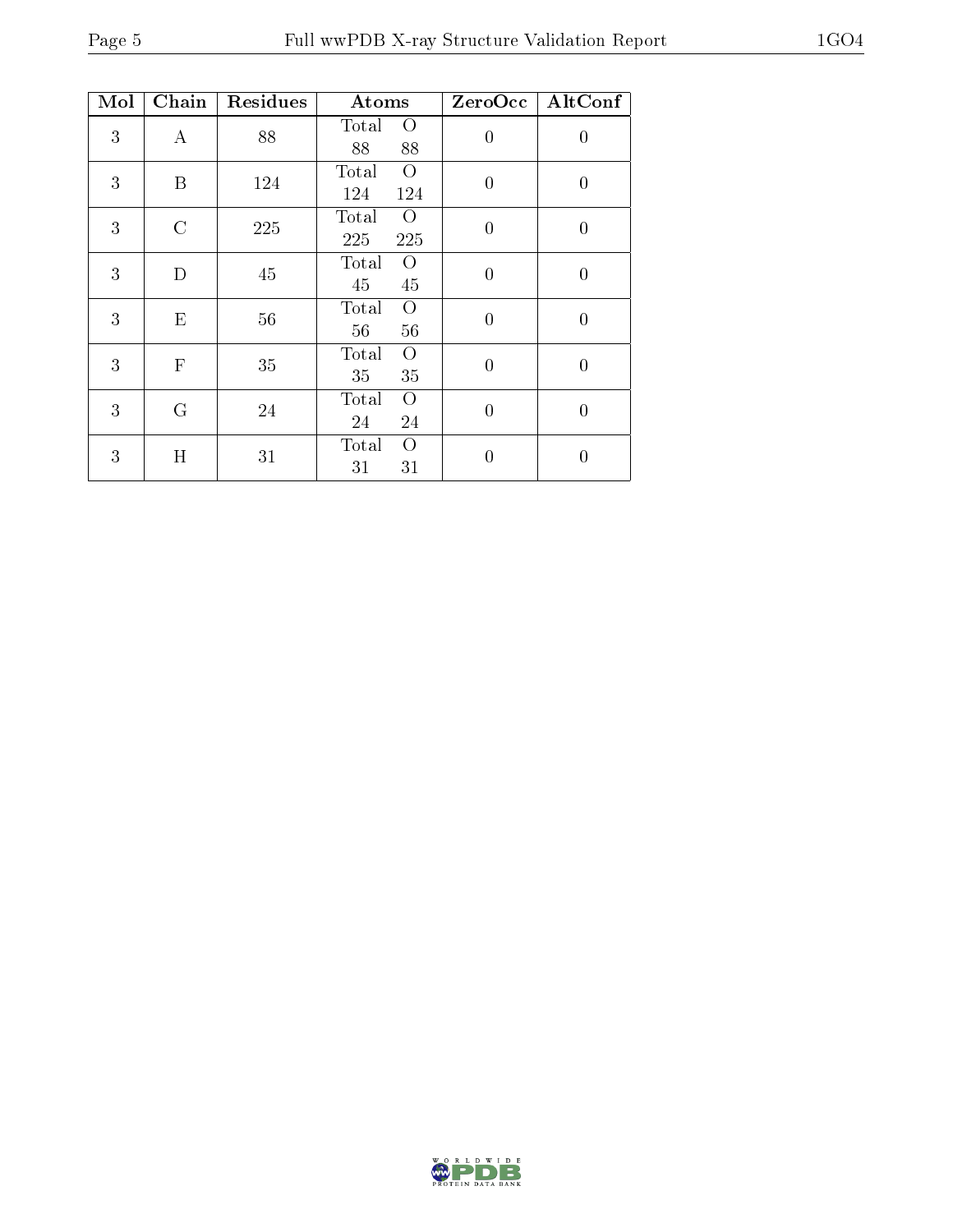| Mol | Chain | Residues | Atoms | | ZeroOcc | AltConf |
|---|---|---|---|---|---|---|
| 3 | A | 88 | Total<br>88 | O<br>88 | 0 | 0 |
| 3 | B | 124 | Total<br>124 | O<br>124 | 0 | 0 |
| 3 | C | 225 | Total<br>225 | O<br>225 | 0 | 0 |
| 3 | D | 45 | Total<br>45 | O<br>45 | 0 | 0 |
| 3 | E | 56 | Total<br>56 | O<br>56 | 0 | 0 |
| 3 | F | 35 | Total<br>35 | O<br>35 | 0 | 0 |
| 3 | G | 24 | Total<br>24 | O<br>24 | 0 | 0 |
| 3 | H | 31 | Total<br>31 | O<br>31 | 0 | 0 |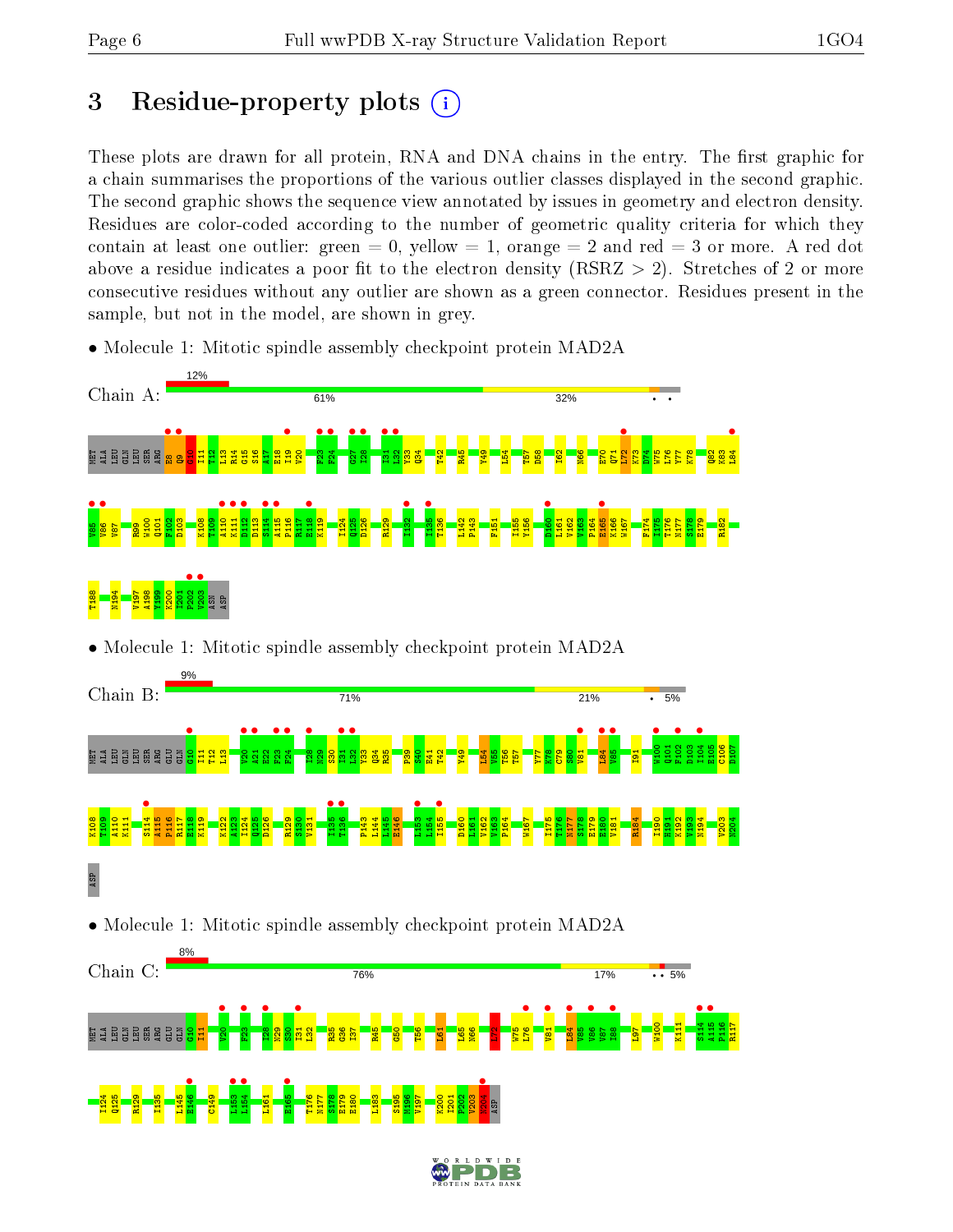# 3 Residue-property plots

These plots are drawn for all protein, RNA and DNA chains in the entry. The first graphic for a chain summarises the proportions of the various outlier classes displayed in the second graphic. The second graphic shows the sequence view annotated by issues in geometry and electron density. Residues are color-coded according to the number of geometric quality criteria for which they contain at least one outlier: green = 0, yellow = 1, orange = 2 and red = 3 or more. A red dot above a residue indicates a poor fit to the electron density (RSRZ > 2). Stretches of 2 or more consecutive residues without any outlier are shown as a green connector. Residues present in the sample, but not in the model, are shown in grey.

- Molecule 1: Mitotic spindle assembly checkpoint protein MAD2A

Chain A: 12% | 61% | 32%

- Molecule 1: Mitotic spindle assembly checkpoint protein MAD2A

Chain B: 9% | 71% | 21% | 5%

- Molecule 1: Mitotic spindle assembly checkpoint protein MAD2A

Chain C: 8% | 76% | 17% | 5%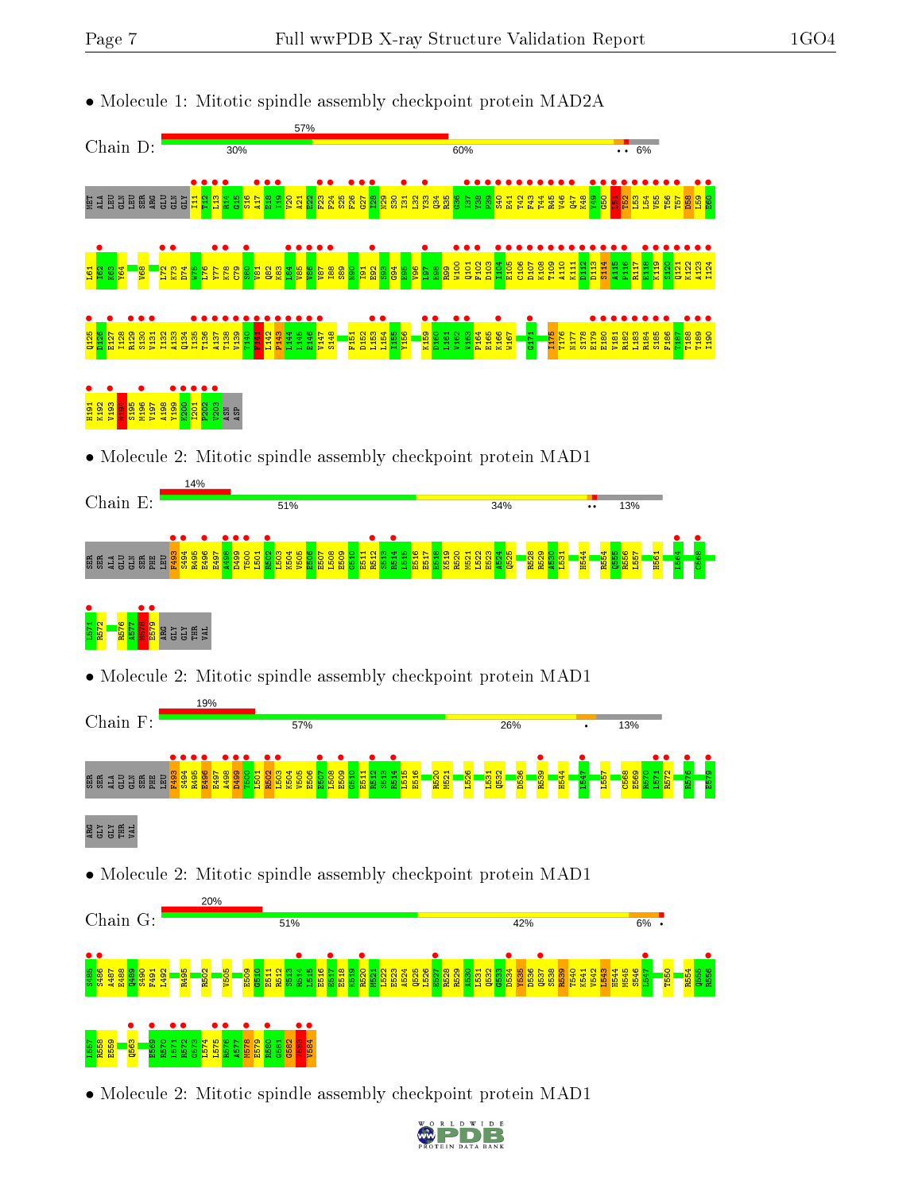• Molecule 1: Mitotic spindle assembly checkpoint protein MAD2A

Chain D: 57% | 30% | 60% | 6%

MET ALA LEU GLN LEU SER ARG GLU GLN GLY I11 T12 L13 R14 G15 S16 A17 E18 I19 V20 A21 E22 F23 F24 S25 F26 G27 I28 N29 S30 I31 L32 Y33 Q34 R35 G36 I37 Y38 P39 S40 E41 T42 F43 T44 R45 V46 Q47 K48 Y49 G50 L51 T52 L53 L54 V55 T56 T57 D58 L59 E60 L61 I62 K63 Y64 V68 L72 K73 D74 W75 L76 Y77 K78 C79 S80 V81 Q82 K83 L84 V85 V86 V87 I88 S89 N90 I91 E92 S93 G94 E95 V96 L97 E98 R99 W100 Q101 F102 D103 I104 E105 C106 D107 K108 T109 A110 K111 D112 D113 S114 A115 P116 R117 E118 K119 S120 Q121 K122 A123 I124 Q125 D126 E127 I128 R129 S130 V131 I132 A133 Q134 I135 T136 A137 T138 V139 T140 F141 L142 P143 L144 L145 E146 V147 S148 F151 D152 L153 L154 I155 Y156 K159 D160 L161 V162 V163 P164 E165 K166 W167 G171 I175 T176 N177 S178 E179 E180 V181 R182 L183 R184 S185 F186 T187 T188 T189 I190 H191 K192 V193 N194 S195 M196 V197 A198 Y199 K200 I201 P202 V203 ASN ASP

• Molecule 2: Mitotic spindle assembly checkpoint protein MAD1

Chain E: 14% | 51% | 34% | 13%

SER SER ALA GLU GLN SER PHE LEU F493 S494 R495 E496 E497 A498 D499 T500 L501 R502 L503 K504 V505 E506 E507 L508 E509 G510 E511 R512 S513 R514 L515 E516 E517 E518 K519 R520 M521 L522 E523 A524 Q525 R528 R529 A530 L531 H544 R554 Q555 R556 L557 H561 L564 C568 L571 R572 R576 A577 N578 E579 ARG GLY GLY THR VAL

• Molecule 2: Mitotic spindle assembly checkpoint protein MAD1

Chain F: 19% | 57% | 26% | 13%

SER SER ALA GLU GLN SER PHE LEU F493 S494 R495 E496 E497 A498 D499 T500 L501 R502 L503 K504 V505 E506 E507 L508 E509 G510 E511 R512 S513 R514 L515 E516 R520 M521 L526 L531 Q532 D536 R539 H544 L547 L557 C568 E569 R570 L571 R572 R576 E579 ARG GLY GLY THR VAL

• Molecule 2: Mitotic spindle assembly checkpoint protein MAD1

Chain G: 20% | 51% | 42% | 6%

S485 A486 E487 E488 Q489 S490 F491 L492 R495 R502 V505 E509 G510 E511 R512 S513 R514 L515 E516 E517 E518 K519 R520 M521 L522 E523 A524 Q525 L526 E527 R528 R529 A530 L531 Q532 G533 D534 Y535 D536 Q537 S538 R539 T540 K541 V542 L543 H544 M545 S546 L547 T550 R554 Q555 R556 L557 R558 E559 Q563 E569 R570 L571 R572 G573 L574 L575 R576 A577 N578 E579 R580 G581 G582 T583 V584

• Molecule 2: Mitotic spindle assembly checkpoint protein MAD1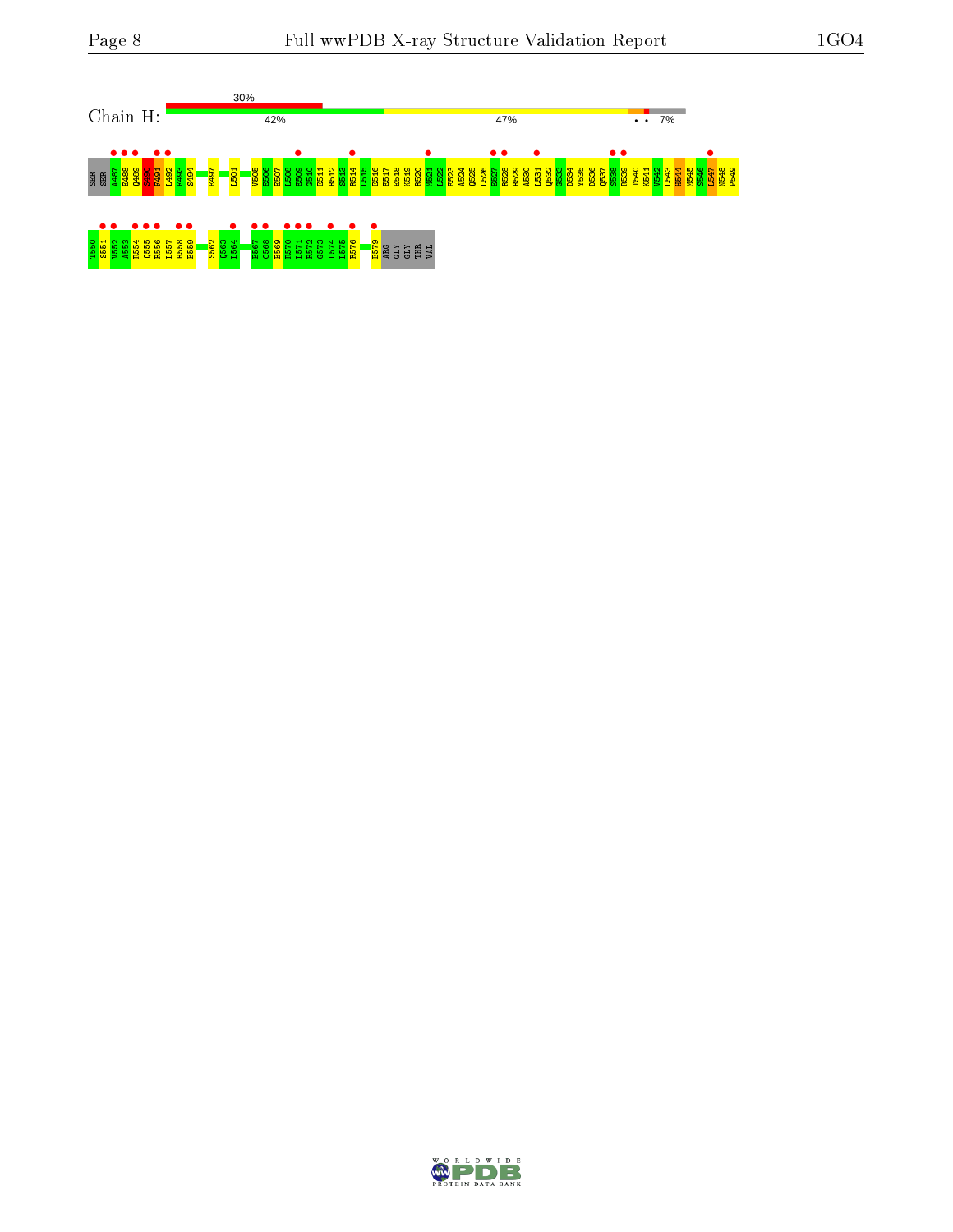Chain H:

30%

42% | 47% | • • | 7%

SER SER A487 E488 Q489 S490 F491 L492 F493 S494 E497 L501 V505 E506 E507 L508 E509 G510 E511 R512 S513 R514 L515 E516 E517 E518 K519 R520 M521 L522 E523 A524 Q525 L526 E527 R528 R529 A530 L531 Q532 G533 D534 Y535 D536 Q537 S538 R539 T540 K541 V542 L543 H544 N545 S546 L547 N548 P549

T550 S551 V552 A553 R554 Q555 R556 L557 R558 E559 S562 Q563 L564 E567 C568 E569 R570 L571 R572 G573 L574 L575 R576 E579 ARG GLY GLY THR VAL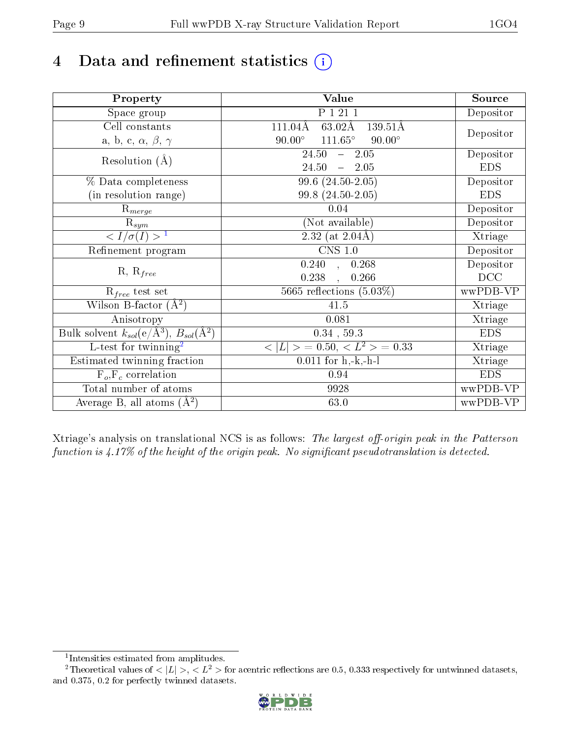# 4 Data and refinement statistics ⓘ

| Property | Value | Source |
|---|---|---|
| Space group | P 1 21 1 | Depositor |
| Cell constants<br>a, b, c, $\alpha$, $\beta$, $\gamma$ | 111.04Å 63.02Å 139.51Å<br>90.00° 111.65° 90.00° | Depositor |
| Resolution (Å) | 24.50 – 2.05 | Depositor |
| | 24.50 – 2.05 | EDS |
| % Data completeness<br>(in resolution range) | 99.6 (24.50-2.05) | Depositor |
| | 99.8 (24.50-2.05) | EDS |
| $R_{merge}$ | 0.04 | Depositor |
| $R_{sym}$ | (Not available) | Depositor |
| $< I/\sigma(I) >$ [1] | 2.32 (at 2.04Å) | Xtriage |
| Refinement program | CNS 1.0 | Depositor |
| R, $R_{free}$ | 0.240 , 0.268 | Depositor |
| | 0.238 , 0.266 | DCC |
| $R_{free}$ test set | 5665 reflections (5.03%) | wwPDB-VP |
| Wilson B-factor (Å$^2$) | 41.5 | Xtriage |
| Anisotropy | 0.081 | Xtriage |
| Bulk solvent $k_{sol}$(e/Å$^3$), $B_{sol}$(Å$^2$) | 0.34 , 59.3 | EDS |
| L-test for twinning[2] | $< \|L\| >$ = 0.50, $< L^2 >$ = 0.33 | Xtriage |
| Estimated twinning fraction | 0.011 for h,-k,-h-l | Xtriage |
| $F_o$,$F_c$ correlation | 0.94 | EDS |
| Total number of atoms | 9928 | wwPDB-VP |
| Average B, all atoms (Å$^2$) | 63.0 | wwPDB-VP |

Xtriage's analysis on translational NCS is as follows: *The largest off-origin peak in the Patterson function is 4.17% of the height of the origin peak. No significant pseudotranslation is detected.*

[1] Intensities estimated from amplitudes.

[2] Theoretical values of $< |L| >$, $< L^2 >$ for acentric reflections are 0.5, 0.333 respectively for untwinned datasets, and 0.375, 0.2 for perfectly twinned datasets.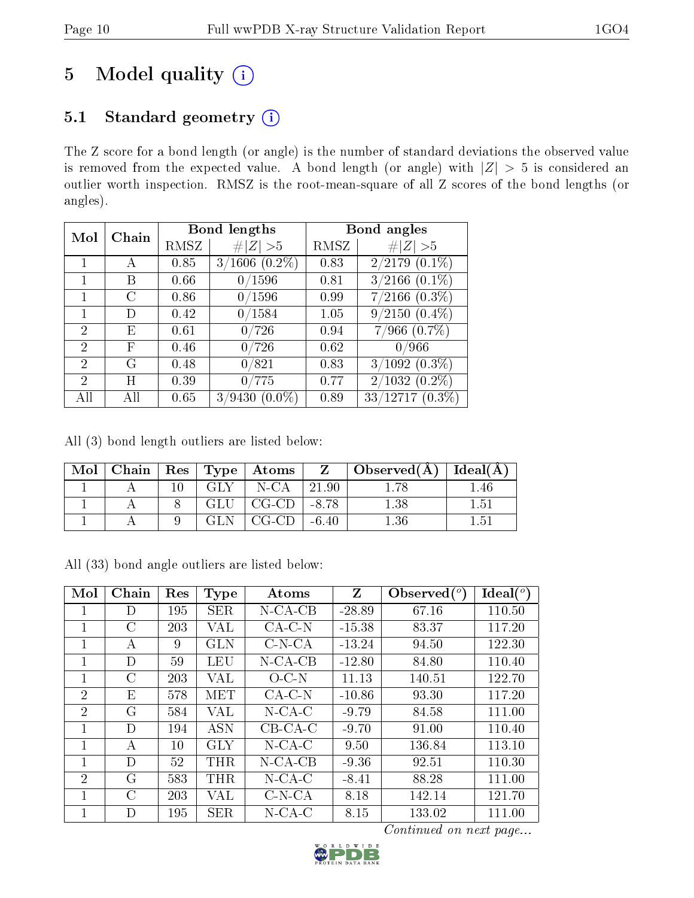# 5 Model quality

## 5.1 Standard geometry

The Z score for a bond length (or angle) is the number of standard deviations the observed value is removed from the expected value. A bond length (or angle) with $|Z| > 5$ is considered an outlier worth inspection. RMSZ is the root-mean-square of all Z scores of the bond lengths (or angles).

| Mol | Chain | Bond lengths | | Bond angles | |
|---|---|---|---|---|---|
| | | RMSZ | #$\|Z\|$ >5 | RMSZ | #$\|Z\|$ >5 |
| 1 | A | 0.85 | 3/1606 (0.2%) | 0.83 | 2/2179 (0.1%) |
| 1 | B | 0.66 | 0/1596 | 0.81 | 3/2166 (0.1%) |
| 1 | C | 0.86 | 0/1596 | 0.99 | 7/2166 (0.3%) |
| 1 | D | 0.42 | 0/1584 | 1.05 | 9/2150 (0.4%) |
| 2 | E | 0.61 | 0/726 | 0.94 | 7/966 (0.7%) |
| 2 | F | 0.46 | 0/726 | 0.62 | 0/966 |
| 2 | G | 0.48 | 0/821 | 0.83 | 3/1092 (0.3%) |
| 2 | H | 0.39 | 0/775 | 0.77 | 2/1032 (0.2%) |
| All | All | 0.65 | 3/9430 (0.0%) | 0.89 | 33/12717 (0.3%) |

All (3) bond length outliers are listed below:

| Mol | Chain | Res | Type | Atoms | Z | Observed(Å) | Ideal(Å) |
|---|---|---|---|---|---|---|---|
| 1 | A | 10 | GLY | N-CA | 21.90 | 1.78 | 1.46 |
| 1 | A | 8 | GLU | CG-CD | -8.78 | 1.38 | 1.51 |
| 1 | A | 9 | GLN | CG-CD | -6.40 | 1.36 | 1.51 |

All (33) bond angle outliers are listed below:

| Mol | Chain | Res | Type | Atoms | Z | Observed(°) | Ideal(°) |
|---|---|---|---|---|---|---|---|
| 1 | D | 195 | SER | N-CA-CB | -28.89 | 67.16 | 110.50 |
| 1 | C | 203 | VAL | CA-C-N | -15.38 | 83.37 | 117.20 |
| 1 | A | 9 | GLN | C-N-CA | -13.24 | 94.50 | 122.30 |
| 1 | D | 59 | LEU | N-CA-CB | -12.80 | 84.80 | 110.40 |
| 1 | C | 203 | VAL | O-C-N | 11.13 | 140.51 | 122.70 |
| 2 | E | 578 | MET | CA-C-N | -10.86 | 93.30 | 117.20 |
| 2 | G | 584 | VAL | N-CA-C | -9.79 | 84.58 | 111.00 |
| 1 | D | 194 | ASN | CB-CA-C | -9.70 | 91.00 | 110.40 |
| 1 | A | 10 | GLY | N-CA-C | 9.50 | 136.84 | 113.10 |
| 1 | D | 52 | THR | N-CA-CB | -9.36 | 92.51 | 110.30 |
| 2 | G | 583 | THR | N-CA-C | -8.41 | 88.28 | 111.00 |
| 1 | C | 203 | VAL | C-N-CA | 8.18 | 142.14 | 121.70 |
| 1 | D | 195 | SER | N-CA-C | 8.15 | 133.02 | 111.00 |

*Continued on next page...*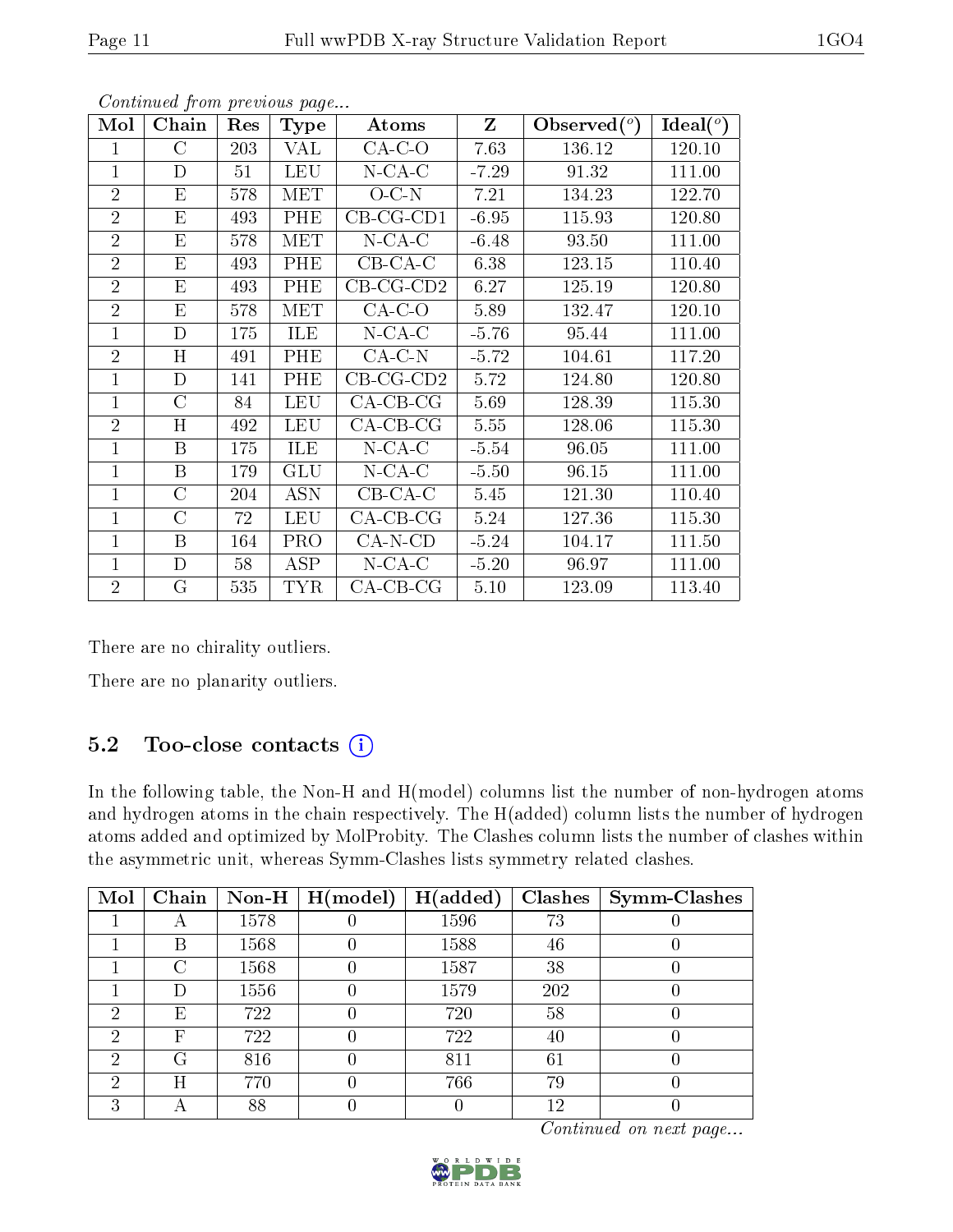*Continued from previous page...*

| Mol | Chain | Res | Type | Atoms | Z | Observed(°) | Ideal(°) |
|---|---|---|---|---|---|---|---|
| 1 | C | 203 | VAL | CA-C-O | 7.63 | 136.12 | 120.10 |
| 1 | D | 51 | LEU | N-CA-C | -7.29 | 91.32 | 111.00 |
| 2 | E | 578 | MET | O-C-N | 7.21 | 134.23 | 122.70 |
| 2 | E | 493 | PHE | CB-CG-CD1 | -6.95 | 115.93 | 120.80 |
| 2 | E | 578 | MET | N-CA-C | -6.48 | 93.50 | 111.00 |
| 2 | E | 493 | PHE | CB-CA-C | 6.38 | 123.15 | 110.40 |
| 2 | E | 493 | PHE | CB-CG-CD2 | 6.27 | 125.19 | 120.80 |
| 2 | E | 578 | MET | CA-C-O | 5.89 | 132.47 | 120.10 |
| 1 | D | 175 | ILE | N-CA-C | -5.76 | 95.44 | 111.00 |
| 2 | H | 491 | PHE | CA-C-N | -5.72 | 104.61 | 117.20 |
| 1 | D | 141 | PHE | CB-CG-CD2 | 5.72 | 124.80 | 120.80 |
| 1 | C | 84 | LEU | CA-CB-CG | 5.69 | 128.39 | 115.30 |
| 2 | H | 492 | LEU | CA-CB-CG | 5.55 | 128.06 | 115.30 |
| 1 | B | 175 | ILE | N-CA-C | -5.54 | 96.05 | 111.00 |
| 1 | B | 179 | GLU | N-CA-C | -5.50 | 96.15 | 111.00 |
| 1 | C | 204 | ASN | CB-CA-C | 5.45 | 121.30 | 110.40 |
| 1 | C | 72 | LEU | CA-CB-CG | 5.24 | 127.36 | 115.30 |
| 1 | B | 164 | PRO | CA-N-CD | -5.24 | 104.17 | 111.50 |
| 1 | D | 58 | ASP | N-CA-C | -5.20 | 96.97 | 111.00 |
| 2 | G | 535 | TYR | CA-CB-CG | 5.10 | 123.09 | 113.40 |

There are no chirality outliers.

There are no planarity outliers.

### 5.2 Too-close contacts

In the following table, the Non-H and H(model) columns list the number of non-hydrogen atoms and hydrogen atoms in the chain respectively. The H(added) column lists the number of hydrogen atoms added and optimized by MolProbity. The Clashes column lists the number of clashes within the asymmetric unit, whereas Symm-Clashes lists symmetry related clashes.

| Mol | Chain | Non-H | H(model) | H(added) | Clashes | Symm-Clashes |
|---|---|---|---|---|---|---|
| 1 | A | 1578 | 0 | 1596 | 73 | 0 |
| 1 | B | 1568 | 0 | 1588 | 46 | 0 |
| 1 | C | 1568 | 0 | 1587 | 38 | 0 |
| 1 | D | 1556 | 0 | 1579 | 202 | 0 |
| 2 | E | 722 | 0 | 720 | 58 | 0 |
| 2 | F | 722 | 0 | 722 | 40 | 0 |
| 2 | G | 816 | 0 | 811 | 61 | 0 |
| 2 | H | 770 | 0 | 766 | 79 | 0 |
| 3 | A | 88 | 0 | 0 | 12 | 0 |

*Continued on next page...*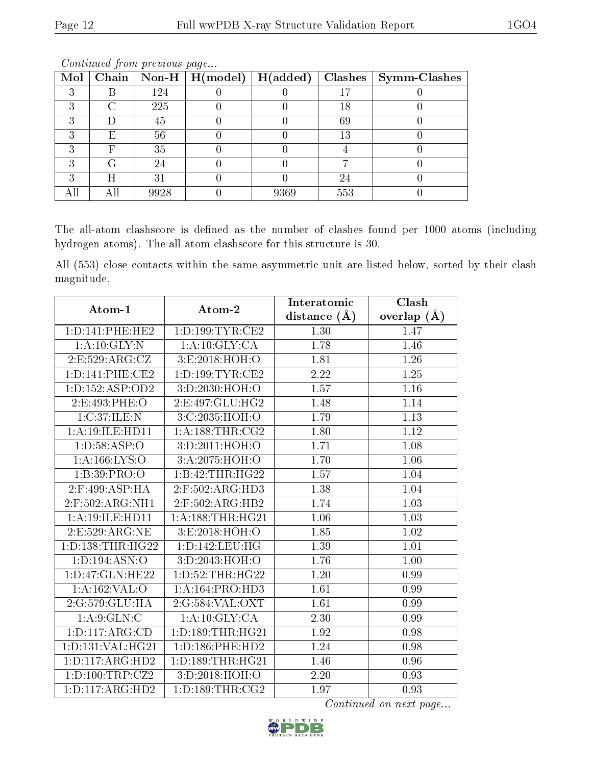*Continued from previous page...*

| Mol | Chain | Non-H | H(model) | H(added) | Clashes | Symm-Clashes |
|---|---|---|---|---|---|---|
| 3 | B | 124 | 0 | 0 | 17 | 0 |
| 3 | C | 225 | 0 | 0 | 18 | 0 |
| 3 | D | 45 | 0 | 0 | 69 | 0 |
| 3 | E | 56 | 0 | 0 | 13 | 0 |
| 3 | F | 35 | 0 | 0 | 4 | 0 |
| 3 | G | 24 | 0 | 0 | 7 | 0 |
| 3 | H | 31 | 0 | 0 | 24 | 0 |
| All | All | 9928 | 0 | 9369 | 553 | 0 |

The all-atom clashscore is defined as the number of clashes found per 1000 atoms (including hydrogen atoms). The all-atom clashscore for this structure is 30.

All (553) close contacts within the same asymmetric unit are listed below, sorted by their clash magnitude.

| Atom-1 | Atom-2 | Interatomic distance (Å) | Clash overlap (Å) |
|---|---|---|---|
| 1:D:141:PHE:HE2 | 1:D:199:TYR:CE2 | 1.30 | 1.47 |
| 1:A:10:GLY:N | 1:A:10:GLY:CA | 1.78 | 1.46 |
| 2:E:529:ARG:CZ | 3:E:2018:HOH:O | 1.81 | 1.26 |
| 1:D:141:PHE:CE2 | 1:D:199:TYR:CE2 | 2.22 | 1.25 |
| 1:D:152:ASP:OD2 | 3:D:2030:HOH:O | 1.57 | 1.16 |
| 2:E:493:PHE:O | 2:E:497:GLU:HG2 | 1.48 | 1.14 |
| 1:C:37:ILE:N | 3:C:2035:HOH:O | 1.79 | 1.13 |
| 1:A:19:ILE:HD11 | 1:A:188:THR:CG2 | 1.80 | 1.12 |
| 1:D:58:ASP:O | 3:D:2011:HOH:O | 1.71 | 1.08 |
| 1:A:166:LYS:O | 3:A:2075:HOH:O | 1.70 | 1.06 |
| 1:B:39:PRO:O | 1:B:42:THR:HG22 | 1.57 | 1.04 |
| 2:F:499:ASP:HA | 2:F:502:ARG:HD3 | 1.38 | 1.04 |
| 2:F:502:ARG:NH1 | 2:F:502:ARG:HB2 | 1.74 | 1.03 |
| 1:A:19:ILE:HD11 | 1:A:188:THR:HG21 | 1.06 | 1.03 |
| 2:E:529:ARG:NE | 3:E:2018:HOH:O | 1.85 | 1.02 |
| 1:D:138:THR:HG22 | 1:D:142:LEU:HG | 1.39 | 1.01 |
| 1:D:194:ASN:O | 3:D:2043:HOH:O | 1.76 | 1.00 |
| 1:D:47:GLN:HE22 | 1:D:52:THR:HG22 | 1.20 | 0.99 |
| 1:A:162:VAL:O | 1:A:164:PRO:HD3 | 1.61 | 0.99 |
| 2:G:579:GLU:HA | 2:G:584:VAL:OXT | 1.61 | 0.99 |
| 1:A:9:GLN:C | 1:A:10:GLY:CA | 2.30 | 0.99 |
| 1:D:117:ARG:CD | 1:D:189:THR:HG21 | 1.92 | 0.98 |
| 1:D:131:VAL:HG21 | 1:D:186:PHE:HD2 | 1.24 | 0.98 |
| 1:D:117:ARG:HD2 | 1:D:189:THR:HG21 | 1.46 | 0.96 |
| 1:D:100:TRP:CZ2 | 3:D:2018:HOH:O | 2.20 | 0.93 |
| 1:D:117:ARG:HD2 | 1:D:189:THR:CG2 | 1.97 | 0.93 |

*Continued on next page...*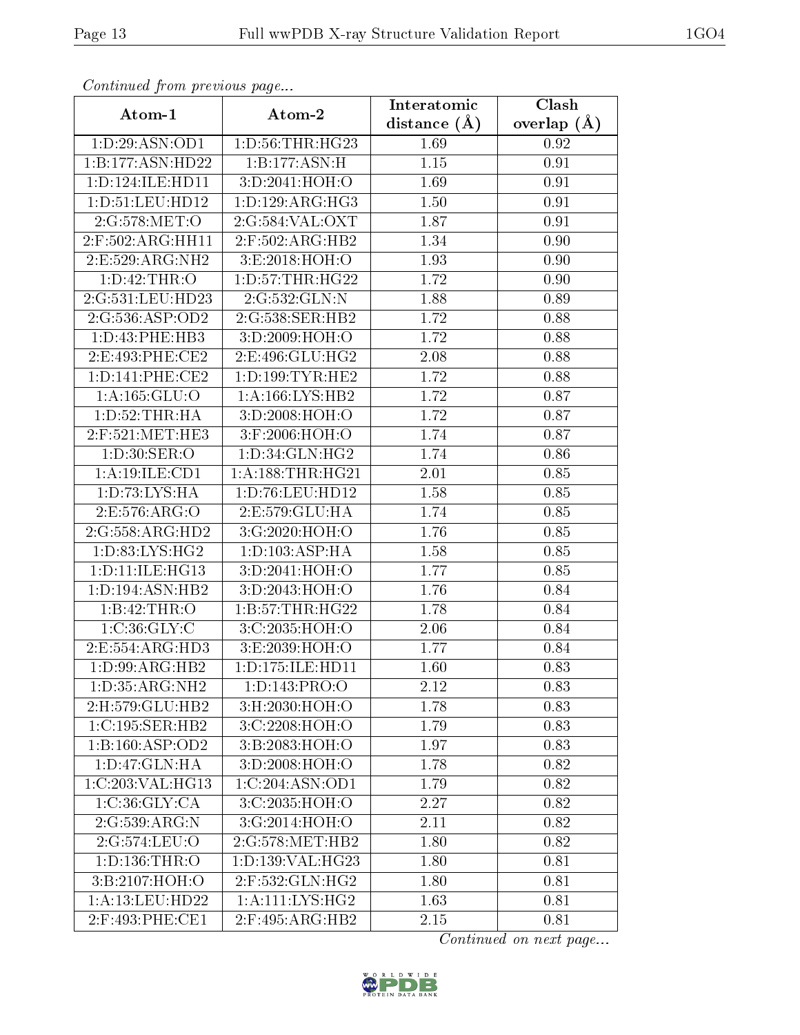*Continued from previous page...*

| Atom-1 | Atom-2 | Interatomic distance (Å) | Clash overlap (Å) |
|---|---|---|---|
| 1:D:29:ASN:OD1 | 1:D:56:THR:HG23 | 1.69 | 0.92 |
| 1:B:177:ASN:HD22 | 1:B:177:ASN:H | 1.15 | 0.91 |
| 1:D:124:ILE:HD11 | 3:D:2041:HOH:O | 1.69 | 0.91 |
| 1:D:51:LEU:HD12 | 1:D:129:ARG:HG3 | 1.50 | 0.91 |
| 2:G:578:MET:O | 2:G:584:VAL:OXT | 1.87 | 0.91 |
| 2:F:502:ARG:HH11 | 2:F:502:ARG:HB2 | 1.34 | 0.90 |
| 2:E:529:ARG:NH2 | 3:E:2018:HOH:O | 1.93 | 0.90 |
| 1:D:42:THR:O | 1:D:57:THR:HG22 | 1.72 | 0.90 |
| 2:G:531:LEU:HD23 | 2:G:532:GLN:N | 1.88 | 0.89 |
| 2:G:536:ASP:OD2 | 2:G:538:SER:HB2 | 1.72 | 0.88 |
| 1:D:43:PHE:HB3 | 3:D:2009:HOH:O | 1.72 | 0.88 |
| 2:E:493:PHE:CE2 | 2:E:496:GLU:HG2 | 2.08 | 0.88 |
| 1:D:141:PHE:CE2 | 1:D:199:TYR:HE2 | 1.72 | 0.88 |
| 1:A:165:GLU:O | 1:A:166:LYS:HB2 | 1.72 | 0.87 |
| 1:D:52:THR:HA | 3:D:2008:HOH:O | 1.72 | 0.87 |
| 2:F:521:MET:HE3 | 3:F:2006:HOH:O | 1.74 | 0.87 |
| 1:D:30:SER:O | 1:D:34:GLN:HG2 | 1.74 | 0.86 |
| 1:A:19:ILE:CD1 | 1:A:188:THR:HG21 | 2.01 | 0.85 |
| 1:D:73:LYS:HA | 1:D:76:LEU:HD12 | 1.58 | 0.85 |
| 2:E:576:ARG:O | 2:E:579:GLU:HA | 1.74 | 0.85 |
| 2:G:558:ARG:HD2 | 3:G:2020:HOH:O | 1.76 | 0.85 |
| 1:D:83:LYS:HG2 | 1:D:103:ASP:HA | 1.58 | 0.85 |
| 1:D:11:ILE:HG13 | 3:D:2041:HOH:O | 1.77 | 0.85 |
| 1:D:194:ASN:HB2 | 3:D:2043:HOH:O | 1.76 | 0.84 |
| 1:B:42:THR:O | 1:B:57:THR:HG22 | 1.78 | 0.84 |
| 1:C:36:GLY:C | 3:C:2035:HOH:O | 2.06 | 0.84 |
| 2:E:554:ARG:HD3 | 3:E:2039:HOH:O | 1.77 | 0.84 |
| 1:D:99:ARG:HB2 | 1:D:175:ILE:HD11 | 1.60 | 0.83 |
| 1:D:35:ARG:NH2 | 1:D:143:PRO:O | 2.12 | 0.83 |
| 2:H:579:GLU:HB2 | 3:H:2030:HOH:O | 1.78 | 0.83 |
| 1:C:195:SER:HB2 | 3:C:2208:HOH:O | 1.79 | 0.83 |
| 1:B:160:ASP:OD2 | 3:B:2083:HOH:O | 1.97 | 0.83 |
| 1:D:47:GLN:HA | 3:D:2008:HOH:O | 1.78 | 0.82 |
| 1:C:203:VAL:HG13 | 1:C:204:ASN:OD1 | 1.79 | 0.82 |
| 1:C:36:GLY:CA | 3:C:2035:HOH:O | 2.27 | 0.82 |
| 2:G:539:ARG:N | 3:G:2014:HOH:O | 2.11 | 0.82 |
| 2:G:574:LEU:O | 2:G:578:MET:HB2 | 1.80 | 0.82 |
| 1:D:136:THR:O | 1:D:139:VAL:HG23 | 1.80 | 0.81 |
| 3:B:2107:HOH:O | 2:F:532:GLN:HG2 | 1.80 | 0.81 |
| 1:A:13:LEU:HD22 | 1:A:111:LYS:HG2 | 1.63 | 0.81 |
| 2:F:493:PHE:CE1 | 2:F:495:ARG:HB2 | 2.15 | 0.81 |

*Continued on next page...*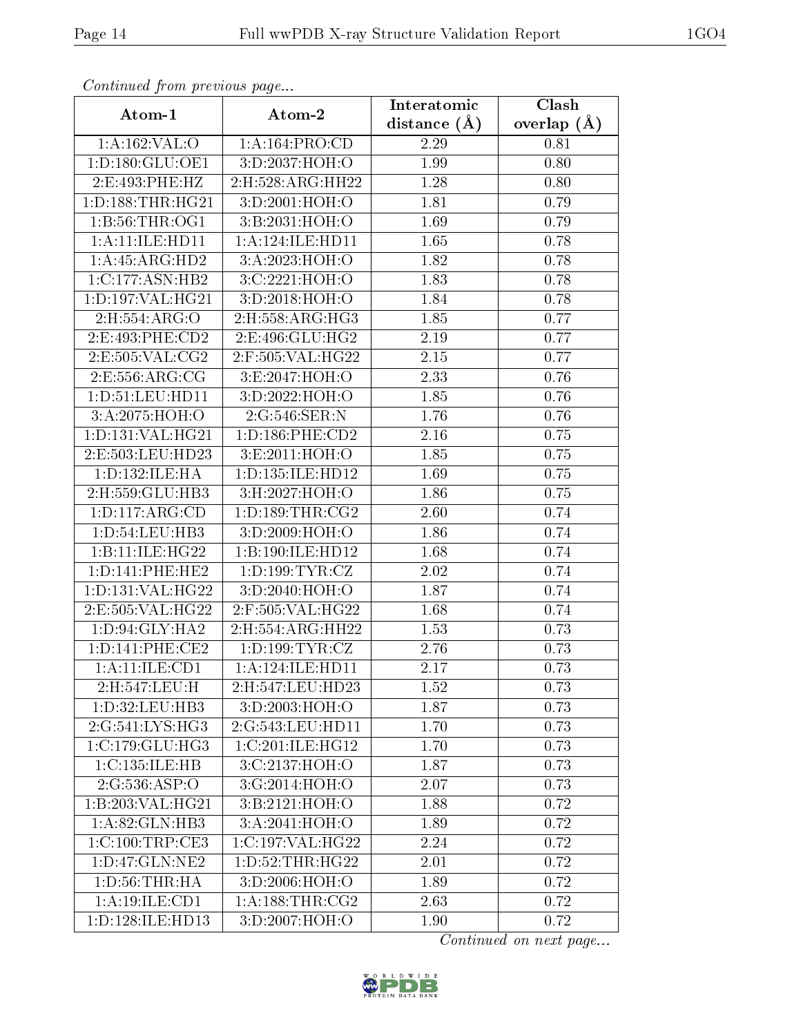*Continued from previous page...*

| Atom-1 | Atom-2 | Interatomic distance (Å) | Clash overlap (Å) |
|---|---|---|---|
| 1:A:162:VAL:O | 1:A:164:PRO:CD | 2.29 | 0.81 |
| 1:D:180:GLU:OE1 | 3:D:2037:HOH:O | 1.99 | 0.80 |
| 2:E:493:PHE:HZ | 2:H:528:ARG:HH22 | 1.28 | 0.80 |
| 1:D:188:THR:HG21 | 3:D:2001:HOH:O | 1.81 | 0.79 |
| 1:B:56:THR:OG1 | 3:B:2031:HOH:O | 1.69 | 0.79 |
| 1:A:11:ILE:HD11 | 1:A:124:ILE:HD11 | 1.65 | 0.78 |
| 1:A:45:ARG:HD2 | 3:A:2023:HOH:O | 1.82 | 0.78 |
| 1:C:177:ASN:HB2 | 3:C:2221:HOH:O | 1.83 | 0.78 |
| 1:D:197:VAL:HG21 | 3:D:2018:HOH:O | 1.84 | 0.78 |
| 2:H:554:ARG:O | 2:H:558:ARG:HG3 | 1.85 | 0.77 |
| 2:E:493:PHE:CD2 | 2:E:496:GLU:HG2 | 2.19 | 0.77 |
| 2:E:505:VAL:CG2 | 2:F:505:VAL:HG22 | 2.15 | 0.77 |
| 2:E:556:ARG:CG | 3:E:2047:HOH:O | 2.33 | 0.76 |
| 1:D:51:LEU:HD11 | 3:D:2022:HOH:O | 1.85 | 0.76 |
| 3:A:2075:HOH:O | 2:G:546:SER:N | 1.76 | 0.76 |
| 1:D:131:VAL:HG21 | 1:D:186:PHE:CD2 | 2.16 | 0.75 |
| 2:E:503:LEU:HD23 | 3:E:2011:HOH:O | 1.85 | 0.75 |
| 1:D:132:ILE:HA | 1:D:135:ILE:HD12 | 1.69 | 0.75 |
| 2:H:559:GLU:HB3 | 3:H:2027:HOH:O | 1.86 | 0.75 |
| 1:D:117:ARG:CD | 1:D:189:THR:CG2 | 2.60 | 0.74 |
| 1:D:54:LEU:HB3 | 3:D:2009:HOH:O | 1.86 | 0.74 |
| 1:B:11:ILE:HG22 | 1:B:190:ILE:HD12 | 1.68 | 0.74 |
| 1:D:141:PHE:HE2 | 1:D:199:TYR:CZ | 2.02 | 0.74 |
| 1:D:131:VAL:HG22 | 3:D:2040:HOH:O | 1.87 | 0.74 |
| 2:E:505:VAL:HG22 | 2:F:505:VAL:HG22 | 1.68 | 0.74 |
| 1:D:94:GLY:HA2 | 2:H:554:ARG:HH22 | 1.53 | 0.73 |
| 1:D:141:PHE:CE2 | 1:D:199:TYR:CZ | 2.76 | 0.73 |
| 1:A:11:ILE:CD1 | 1:A:124:ILE:HD11 | 2.17 | 0.73 |
| 2:H:547:LEU:H | 2:H:547:LEU:HD23 | 1.52 | 0.73 |
| 1:D:32:LEU:HB3 | 3:D:2003:HOH:O | 1.87 | 0.73 |
| 2:G:541:LYS:HG3 | 2:G:543:LEU:HD11 | 1.70 | 0.73 |
| 1:C:179:GLU:HG3 | 1:C:201:ILE:HG12 | 1.70 | 0.73 |
| 1:C:135:ILE:HB | 3:C:2137:HOH:O | 1.87 | 0.73 |
| 2:G:536:ASP:O | 3:G:2014:HOH:O | 2.07 | 0.73 |
| 1:B:203:VAL:HG21 | 3:B:2121:HOH:O | 1.88 | 0.72 |
| 1:A:82:GLN:HB3 | 3:A:2041:HOH:O | 1.89 | 0.72 |
| 1:C:100:TRP:CE3 | 1:C:197:VAL:HG22 | 2.24 | 0.72 |
| 1:D:47:GLN:NE2 | 1:D:52:THR:HG22 | 2.01 | 0.72 |
| 1:D:56:THR:HA | 3:D:2006:HOH:O | 1.89 | 0.72 |
| 1:A:19:ILE:CD1 | 1:A:188:THR:CG2 | 2.63 | 0.72 |
| 1:D:128:ILE:HD13 | 3:D:2007:HOH:O | 1.90 | 0.72 |

*Continued on next page...*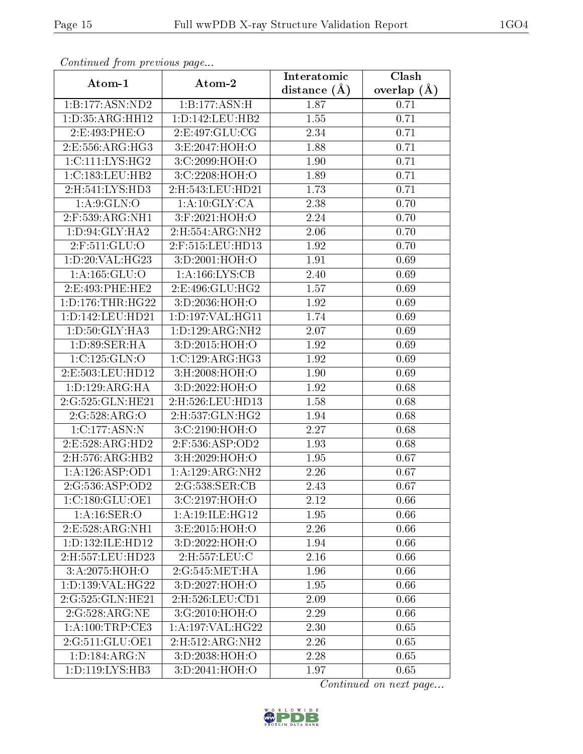*Continued from previous page...*

| Atom-1 | Atom-2 | Interatomic distance (Å) | Clash overlap (Å) |
|---|---|---|---|
| 1:B:177:ASN:ND2 | 1:B:177:ASN:H | 1.87 | 0.71 |
| 1:D:35:ARG:HH12 | 1:D:142:LEU:HB2 | 1.55 | 0.71 |
| 2:E:493:PHE:O | 2:E:497:GLU:CG | 2.34 | 0.71 |
| 2:E:556:ARG:HG3 | 3:E:2047:HOH:O | 1.88 | 0.71 |
| 1:C:111:LYS:HG2 | 3:C:2099:HOH:O | 1.90 | 0.71 |
| 1:C:183:LEU:HB2 | 3:C:2208:HOH:O | 1.89 | 0.71 |
| 2:H:541:LYS:HD3 | 2:H:543:LEU:HD21 | 1.73 | 0.71 |
| 1:A:9:GLN:O | 1:A:10:GLY:CA | 2.38 | 0.70 |
| 2:F:539:ARG:NH1 | 3:F:2021:HOH:O | 2.24 | 0.70 |
| 1:D:94:GLY:HA2 | 2:H:554:ARG:NH2 | 2.06 | 0.70 |
| 2:F:511:GLU:O | 2:F:515:LEU:HD13 | 1.92 | 0.70 |
| 1:D:20:VAL:HG23 | 3:D:2001:HOH:O | 1.91 | 0.69 |
| 1:A:165:GLU:O | 1:A:166:LYS:CB | 2.40 | 0.69 |
| 2:E:493:PHE:HE2 | 2:E:496:GLU:HG2 | 1.57 | 0.69 |
| 1:D:176:THR:HG22 | 3:D:2036:HOH:O | 1.92 | 0.69 |
| 1:D:142:LEU:HD21 | 1:D:197:VAL:HG11 | 1.74 | 0.69 |
| 1:D:50:GLY:HA3 | 1:D:129:ARG:NH2 | 2.07 | 0.69 |
| 1:D:89:SER:HA | 3:D:2015:HOH:O | 1.92 | 0.69 |
| 1:C:125:GLN:O | 1:C:129:ARG:HG3 | 1.92 | 0.69 |
| 2:E:503:LEU:HD12 | 3:H:2008:HOH:O | 1.90 | 0.69 |
| 1:D:129:ARG:HA | 3:D:2022:HOH:O | 1.92 | 0.68 |
| 2:G:525:GLN:HE21 | 2:H:526:LEU:HD13 | 1.58 | 0.68 |
| 2:G:528:ARG:O | 2:H:537:GLN:HG2 | 1.94 | 0.68 |
| 1:C:177:ASN:N | 3:C:2190:HOH:O | 2.27 | 0.68 |
| 2:E:528:ARG:HD2 | 2:F:536:ASP:OD2 | 1.93 | 0.68 |
| 2:H:576:ARG:HB2 | 3:H:2029:HOH:O | 1.95 | 0.67 |
| 1:A:126:ASP:OD1 | 1:A:129:ARG:NH2 | 2.26 | 0.67 |
| 2:G:536:ASP:OD2 | 2:G:538:SER:CB | 2.43 | 0.67 |
| 1:C:180:GLU:OE1 | 3:C:2197:HOH:O | 2.12 | 0.66 |
| 1:A:16:SER:O | 1:A:19:ILE:HG12 | 1.95 | 0.66 |
| 2:E:528:ARG:NH1 | 3:E:2015:HOH:O | 2.26 | 0.66 |
| 1:D:132:ILE:HD12 | 3:D:2022:HOH:O | 1.94 | 0.66 |
| 2:H:557:LEU:HD23 | 2:H:557:LEU:C | 2.16 | 0.66 |
| 3:A:2075:HOH:O | 2:G:545:MET:HA | 1.96 | 0.66 |
| 1:D:139:VAL:HG22 | 3:D:2027:HOH:O | 1.95 | 0.66 |
| 2:G:525:GLN:HE21 | 2:H:526:LEU:CD1 | 2.09 | 0.66 |
| 2:G:528:ARG:NE | 3:G:2010:HOH:O | 2.29 | 0.66 |
| 1:A:100:TRP:CE3 | 1:A:197:VAL:HG22 | 2.30 | 0.65 |
| 2:G:511:GLU:OE1 | 2:H:512:ARG:NH2 | 2.26 | 0.65 |
| 1:D:184:ARG:N | 3:D:2038:HOH:O | 2.28 | 0.65 |
| 1:D:119:LYS:HB3 | 3:D:2041:HOH:O | 1.97 | 0.65 |

*Continued on next page...*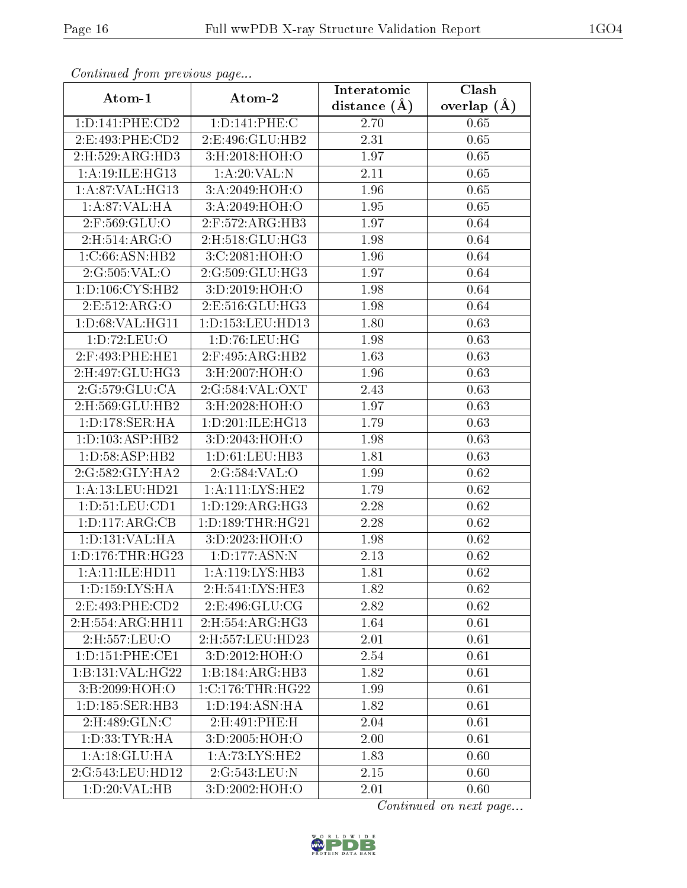*Continued from previous page...*

| Atom-1 | Atom-2 | Interatomic distance (Å) | Clash overlap (Å) |
|---|---|---|---|
| 1:D:141:PHE:CD2 | 1:D:141:PHE:C | 2.70 | 0.65 |
| 2:E:493:PHE:CD2 | 2:E:496:GLU:HB2 | 2.31 | 0.65 |
| 2:H:529:ARG:HD3 | 3:H:2018:HOH:O | 1.97 | 0.65 |
| 1:A:19:ILE:HG13 | 1:A:20:VAL:N | 2.11 | 0.65 |
| 1:A:87:VAL:HG13 | 3:A:2049:HOH:O | 1.96 | 0.65 |
| 1:A:87:VAL:HA | 3:A:2049:HOH:O | 1.95 | 0.65 |
| 2:F:569:GLU:O | 2:F:572:ARG:HB3 | 1.97 | 0.64 |
| 2:H:514:ARG:O | 2:H:518:GLU:HG3 | 1.98 | 0.64 |
| 1:C:66:ASN:HB2 | 3:C:2081:HOH:O | 1.96 | 0.64 |
| 2:G:505:VAL:O | 2:G:509:GLU:HG3 | 1.97 | 0.64 |
| 1:D:106:CYS:HB2 | 3:D:2019:HOH:O | 1.98 | 0.64 |
| 2:E:512:ARG:O | 2:E:516:GLU:HG3 | 1.98 | 0.64 |
| 1:D:68:VAL:HG11 | 1:D:153:LEU:HD13 | 1.80 | 0.63 |
| 1:D:72:LEU:O | 1:D:76:LEU:HG | 1.98 | 0.63 |
| 2:F:493:PHE:HE1 | 2:F:495:ARG:HB2 | 1.63 | 0.63 |
| 2:H:497:GLU:HG3 | 3:H:2007:HOH:O | 1.96 | 0.63 |
| 2:G:579:GLU:CA | 2:G:584:VAL:OXT | 2.43 | 0.63 |
| 2:H:569:GLU:HB2 | 3:H:2028:HOH:O | 1.97 | 0.63 |
| 1:D:178:SER:HA | 1:D:201:ILE:HG13 | 1.79 | 0.63 |
| 1:D:103:ASP:HB2 | 3:D:2043:HOH:O | 1.98 | 0.63 |
| 1:D:58:ASP:HB2 | 1:D:61:LEU:HB3 | 1.81 | 0.63 |
| 2:G:582:GLY:HA2 | 2:G:584:VAL:O | 1.99 | 0.62 |
| 1:A:13:LEU:HD21 | 1:A:111:LYS:HE2 | 1.79 | 0.62 |
| 1:D:51:LEU:CD1 | 1:D:129:ARG:HG3 | 2.28 | 0.62 |
| 1:D:117:ARG:CB | 1:D:189:THR:HG21 | 2.28 | 0.62 |
| 1:D:131:VAL:HA | 3:D:2023:HOH:O | 1.98 | 0.62 |
| 1:D:176:THR:HG23 | 1:D:177:ASN:N | 2.13 | 0.62 |
| 1:A:11:ILE:HD11 | 1:A:119:LYS:HB3 | 1.81 | 0.62 |
| 1:D:159:LYS:HA | 2:H:541:LYS:HE3 | 1.82 | 0.62 |
| 2:E:493:PHE:CD2 | 2:E:496:GLU:CG | 2.82 | 0.62 |
| 2:H:554:ARG:HH11 | 2:H:554:ARG:HG3 | 1.64 | 0.61 |
| 2:H:557:LEU:O | 2:H:557:LEU:HD23 | 2.01 | 0.61 |
| 1:D:151:PHE:CE1 | 3:D:2012:HOH:O | 2.54 | 0.61 |
| 1:B:131:VAL:HG22 | 1:B:184:ARG:HB3 | 1.82 | 0.61 |
| 3:B:2099:HOH:O | 1:C:176:THR:HG22 | 1.99 | 0.61 |
| 1:D:185:SER:HB3 | 1:D:194:ASN:HA | 1.82 | 0.61 |
| 2:H:489:GLN:C | 2:H:491:PHE:H | 2.04 | 0.61 |
| 1:D:33:TYR:HA | 3:D:2005:HOH:O | 2.00 | 0.61 |
| 1:A:18:GLU:HA | 1:A:73:LYS:HE2 | 1.83 | 0.60 |
| 2:G:543:LEU:HD12 | 2:G:543:LEU:N | 2.15 | 0.60 |
| 1:D:20:VAL:HB | 3:D:2002:HOH:O | 2.01 | 0.60 |

*Continued on next page...*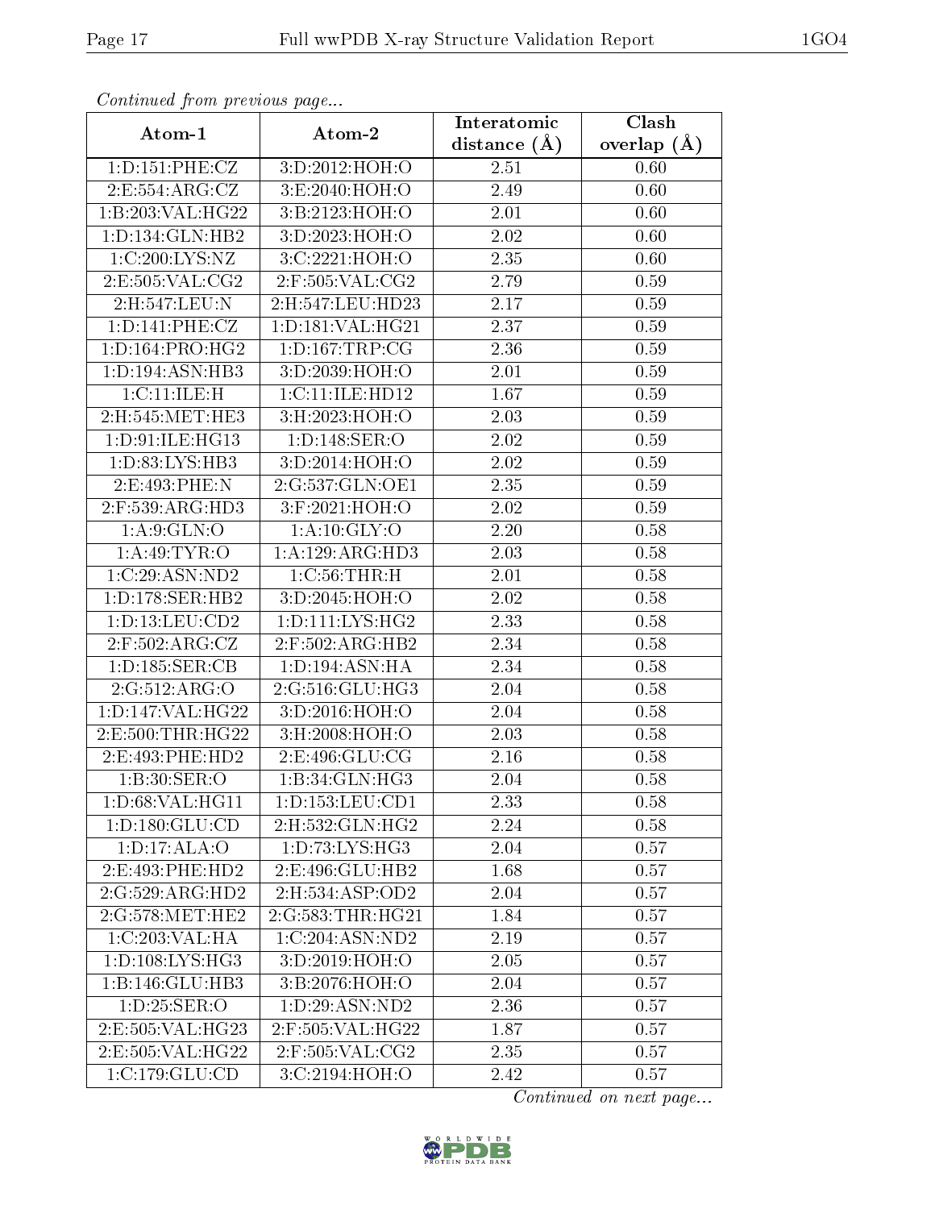*Continued from previous page...*

| Atom-1 | Atom-2 | Interatomic distance (Å) | Clash overlap (Å) |
|---|---|---|---|
| 1:D:151:PHE:CZ | 3:D:2012:HOH:O | 2.51 | 0.60 |
| 2:E:554:ARG:CZ | 3:E:2040:HOH:O | 2.49 | 0.60 |
| 1:B:203:VAL:HG22 | 3:B:2123:HOH:O | 2.01 | 0.60 |
| 1:D:134:GLN:HB2 | 3:D:2023:HOH:O | 2.02 | 0.60 |
| 1:C:200:LYS:NZ | 3:C:2221:HOH:O | 2.35 | 0.60 |
| 2:E:505:VAL:CG2 | 2:F:505:VAL:CG2 | 2.79 | 0.59 |
| 2:H:547:LEU:N | 2:H:547:LEU:HD23 | 2.17 | 0.59 |
| 1:D:141:PHE:CZ | 1:D:181:VAL:HG21 | 2.37 | 0.59 |
| 1:D:164:PRO:HG2 | 1:D:167:TRP:CG | 2.36 | 0.59 |
| 1:D:194:ASN:HB3 | 3:D:2039:HOH:O | 2.01 | 0.59 |
| 1:C:11:ILE:H | 1:C:11:ILE:HD12 | 1.67 | 0.59 |
| 2:H:545:MET:HE3 | 3:H:2023:HOH:O | 2.03 | 0.59 |
| 1:D:91:ILE:HG13 | 1:D:148:SER:O | 2.02 | 0.59 |
| 1:D:83:LYS:HB3 | 3:D:2014:HOH:O | 2.02 | 0.59 |
| 2:E:493:PHE:N | 2:G:537:GLN:OE1 | 2.35 | 0.59 |
| 2:F:539:ARG:HD3 | 3:F:2021:HOH:O | 2.02 | 0.59 |
| 1:A:9:GLN:O | 1:A:10:GLY:O | 2.20 | 0.58 |
| 1:A:49:TYR:O | 1:A:129:ARG:HD3 | 2.03 | 0.58 |
| 1:C:29:ASN:ND2 | 1:C:56:THR:H | 2.01 | 0.58 |
| 1:D:178:SER:HB2 | 3:D:2045:HOH:O | 2.02 | 0.58 |
| 1:D:13:LEU:CD2 | 1:D:111:LYS:HG2 | 2.33 | 0.58 |
| 2:F:502:ARG:CZ | 2:F:502:ARG:HB2 | 2.34 | 0.58 |
| 1:D:185:SER:CB | 1:D:194:ASN:HA | 2.34 | 0.58 |
| 2:G:512:ARG:O | 2:G:516:GLU:HG3 | 2.04 | 0.58 |
| 1:D:147:VAL:HG22 | 3:D:2016:HOH:O | 2.04 | 0.58 |
| 2:E:500:THR:HG22 | 3:H:2008:HOH:O | 2.03 | 0.58 |
| 2:E:493:PHE:HD2 | 2:E:496:GLU:CG | 2.16 | 0.58 |
| 1:B:30:SER:O | 1:B:34:GLN:HG3 | 2.04 | 0.58 |
| 1:D:68:VAL:HG11 | 1:D:153:LEU:CD1 | 2.33 | 0.58 |
| 1:D:180:GLU:CD | 2:H:532:GLN:HG2 | 2.24 | 0.58 |
| 1:D:17:ALA:O | 1:D:73:LYS:HG3 | 2.04 | 0.57 |
| 2:E:493:PHE:HD2 | 2:E:496:GLU:HB2 | 1.68 | 0.57 |
| 2:G:529:ARG:HD2 | 2:H:534:ASP:OD2 | 2.04 | 0.57 |
| 2:G:578:MET:HE2 | 2:G:583:THR:HG21 | 1.84 | 0.57 |
| 1:C:203:VAL:HA | 1:C:204:ASN:ND2 | 2.19 | 0.57 |
| 1:D:108:LYS:HG3 | 3:D:2019:HOH:O | 2.05 | 0.57 |
| 1:B:146:GLU:HB3 | 3:B:2076:HOH:O | 2.04 | 0.57 |
| 1:D:25:SER:O | 1:D:29:ASN:ND2 | 2.36 | 0.57 |
| 2:E:505:VAL:HG23 | 2:F:505:VAL:HG22 | 1.87 | 0.57 |
| 2:E:505:VAL:HG22 | 2:F:505:VAL:CG2 | 2.35 | 0.57 |
| 1:C:179:GLU:CD | 3:C:2194:HOH:O | 2.42 | 0.57 |

*Continued on next page...*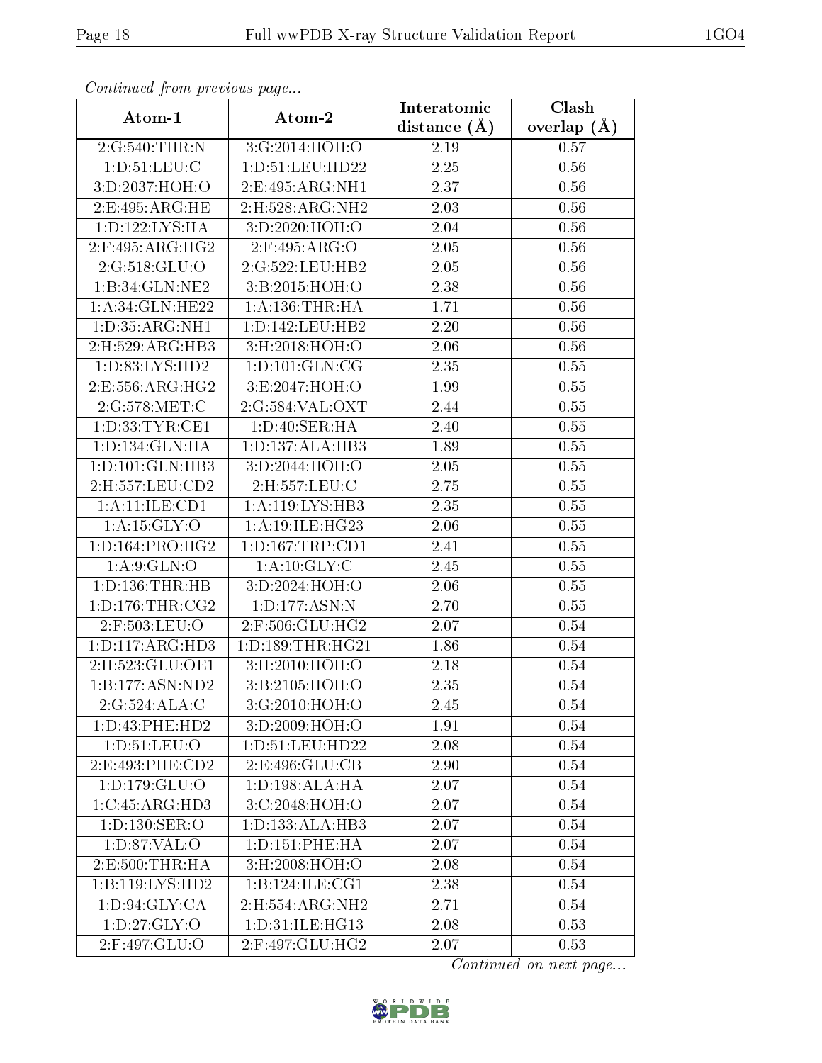*Continued from previous page...*

| Atom-1 | Atom-2 | Interatomic distance (Å) | Clash overlap (Å) |
|---|---|---|---|
| 2:G:540:THR:N | 3:G:2014:HOH:O | 2.19 | 0.57 |
| 1:D:51:LEU:C | 1:D:51:LEU:HD22 | 2.25 | 0.56 |
| 3:D:2037:HOH:O | 2:E:495:ARG:NH1 | 2.37 | 0.56 |
| 2:E:495:ARG:HE | 2:H:528:ARG:NH2 | 2.03 | 0.56 |
| 1:D:122:LYS:HA | 3:D:2020:HOH:O | 2.04 | 0.56 |
| 2:F:495:ARG:HG2 | 2:F:495:ARG:O | 2.05 | 0.56 |
| 2:G:518:GLU:O | 2:G:522:LEU:HB2 | 2.05 | 0.56 |
| 1:B:34:GLN:NE2 | 3:B:2015:HOH:O | 2.38 | 0.56 |
| 1:A:34:GLN:HE22 | 1:A:136:THR:HA | 1.71 | 0.56 |
| 1:D:35:ARG:NH1 | 1:D:142:LEU:HB2 | 2.20 | 0.56 |
| 2:H:529:ARG:HB3 | 3:H:2018:HOH:O | 2.06 | 0.56 |
| 1:D:83:LYS:HD2 | 1:D:101:GLN:CG | 2.35 | 0.55 |
| 2:E:556:ARG:HG2 | 3:E:2047:HOH:O | 1.99 | 0.55 |
| 2:G:578:MET:C | 2:G:584:VAL:OXT | 2.44 | 0.55 |
| 1:D:33:TYR:CE1 | 1:D:40:SER:HA | 2.40 | 0.55 |
| 1:D:134:GLN:HA | 1:D:137:ALA:HB3 | 1.89 | 0.55 |
| 1:D:101:GLN:HB3 | 3:D:2044:HOH:O | 2.05 | 0.55 |
| 2:H:557:LEU:CD2 | 2:H:557:LEU:C | 2.75 | 0.55 |
| 1:A:11:ILE:CD1 | 1:A:119:LYS:HB3 | 2.35 | 0.55 |
| 1:A:15:GLY:O | 1:A:19:ILE:HG23 | 2.06 | 0.55 |
| 1:D:164:PRO:HG2 | 1:D:167:TRP:CD1 | 2.41 | 0.55 |
| 1:A:9:GLN:O | 1:A:10:GLY:C | 2.45 | 0.55 |
| 1:D:136:THR:HB | 3:D:2024:HOH:O | 2.06 | 0.55 |
| 1:D:176:THR:CG2 | 1:D:177:ASN:N | 2.70 | 0.55 |
| 2:F:503:LEU:O | 2:F:506:GLU:HG2 | 2.07 | 0.54 |
| 1:D:117:ARG:HD3 | 1:D:189:THR:HG21 | 1.86 | 0.54 |
| 2:H:523:GLU:OE1 | 3:H:2010:HOH:O | 2.18 | 0.54 |
| 1:B:177:ASN:ND2 | 3:B:2105:HOH:O | 2.35 | 0.54 |
| 2:G:524:ALA:C | 3:G:2010:HOH:O | 2.45 | 0.54 |
| 1:D:43:PHE:HD2 | 3:D:2009:HOH:O | 1.91 | 0.54 |
| 1:D:51:LEU:O | 1:D:51:LEU:HD22 | 2.08 | 0.54 |
| 2:E:493:PHE:CD2 | 2:E:496:GLU:CB | 2.90 | 0.54 |
| 1:D:179:GLU:O | 1:D:198:ALA:HA | 2.07 | 0.54 |
| 1:C:45:ARG:HD3 | 3:C:2048:HOH:O | 2.07 | 0.54 |
| 1:D:130:SER:O | 1:D:133:ALA:HB3 | 2.07 | 0.54 |
| 1:D:87:VAL:O | 1:D:151:PHE:HA | 2.07 | 0.54 |
| 2:E:500:THR:HA | 3:H:2008:HOH:O | 2.08 | 0.54 |
| 1:B:119:LYS:HD2 | 1:B:124:ILE:CG1 | 2.38 | 0.54 |
| 1:D:94:GLY:CA | 2:H:554:ARG:NH2 | 2.71 | 0.54 |
| 1:D:27:GLY:O | 1:D:31:ILE:HG13 | 2.08 | 0.53 |
| 2:F:497:GLU:O | 2:F:497:GLU:HG2 | 2.07 | 0.53 |

*Continued on next page...*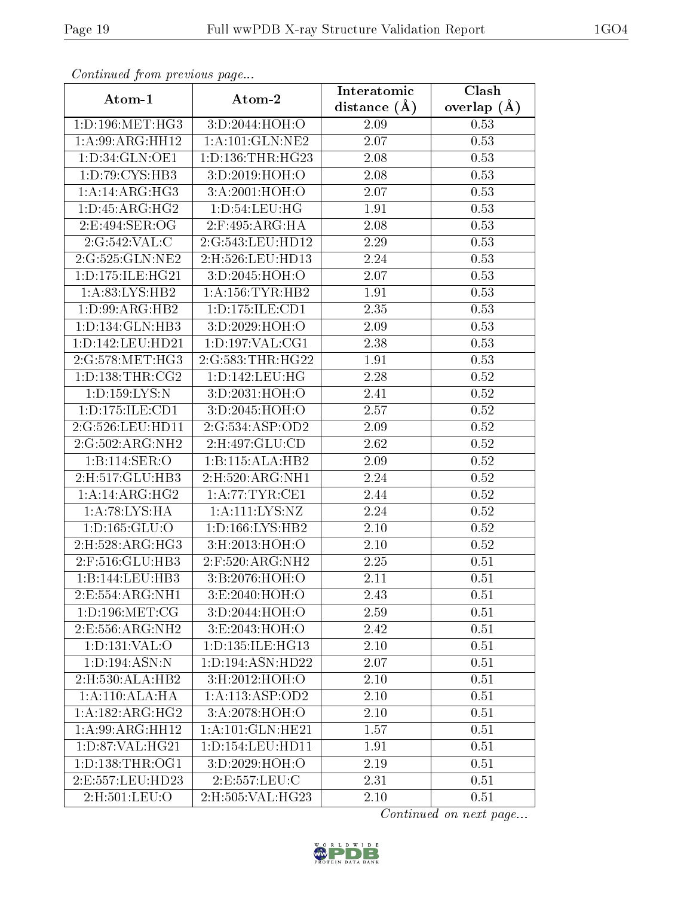*Continued from previous page...*

| Atom-1 | Atom-2 | Interatomic distance (Å) | Clash overlap (Å) |
|---|---|---|---|
| 1:D:196:MET:HG3 | 3:D:2044:HOH:O | 2.09 | 0.53 |
| 1:A:99:ARG:HH12 | 1:A:101:GLN:NE2 | 2.07 | 0.53 |
| 1:D:34:GLN:OE1 | 1:D:136:THR:HG23 | 2.08 | 0.53 |
| 1:D:79:CYS:HB3 | 3:D:2019:HOH:O | 2.08 | 0.53 |
| 1:A:14:ARG:HG3 | 3:A:2001:HOH:O | 2.07 | 0.53 |
| 1:D:45:ARG:HG2 | 1:D:54:LEU:HG | 1.91 | 0.53 |
| 2:E:494:SER:OG | 2:F:495:ARG:HA | 2.08 | 0.53 |
| 2:G:542:VAL:C | 2:G:543:LEU:HD12 | 2.29 | 0.53 |
| 2:G:525:GLN:NE2 | 2:H:526:LEU:HD13 | 2.24 | 0.53 |
| 1:D:175:ILE:HG21 | 3:D:2045:HOH:O | 2.07 | 0.53 |
| 1:A:83:LYS:HB2 | 1:A:156:TYR:HB2 | 1.91 | 0.53 |
| 1:D:99:ARG:HB2 | 1:D:175:ILE:CD1 | 2.35 | 0.53 |
| 1:D:134:GLN:HB3 | 3:D:2029:HOH:O | 2.09 | 0.53 |
| 1:D:142:LEU:HD21 | 1:D:197:VAL:CG1 | 2.38 | 0.53 |
| 2:G:578:MET:HG3 | 2:G:583:THR:HG22 | 1.91 | 0.53 |
| 1:D:138:THR:CG2 | 1:D:142:LEU:HG | 2.28 | 0.52 |
| 1:D:159:LYS:N | 3:D:2031:HOH:O | 2.41 | 0.52 |
| 1:D:175:ILE:CD1 | 3:D:2045:HOH:O | 2.57 | 0.52 |
| 2:G:526:LEU:HD11 | 2:G:534:ASP:OD2 | 2.09 | 0.52 |
| 2:G:502:ARG:NH2 | 2:H:497:GLU:CD | 2.62 | 0.52 |
| 1:B:114:SER:O | 1:B:115:ALA:HB2 | 2.09 | 0.52 |
| 2:H:517:GLU:HB3 | 2:H:520:ARG:NH1 | 2.24 | 0.52 |
| 1:A:14:ARG:HG2 | 1:A:77:TYR:CE1 | 2.44 | 0.52 |
| 1:A:78:LYS:HA | 1:A:111:LYS:NZ | 2.24 | 0.52 |
| 1:D:165:GLU:O | 1:D:166:LYS:HB2 | 2.10 | 0.52 |
| 2:H:528:ARG:HG3 | 3:H:2013:HOH:O | 2.10 | 0.52 |
| 2:F:516:GLU:HB3 | 2:F:520:ARG:NH2 | 2.25 | 0.51 |
| 1:B:144:LEU:HB3 | 3:B:2076:HOH:O | 2.11 | 0.51 |
| 2:E:554:ARG:NH1 | 3:E:2040:HOH:O | 2.43 | 0.51 |
| 1:D:196:MET:CG | 3:D:2044:HOH:O | 2.59 | 0.51 |
| 2:E:556:ARG:NH2 | 3:E:2043:HOH:O | 2.42 | 0.51 |
| 1:D:131:VAL:O | 1:D:135:ILE:HG13 | 2.10 | 0.51 |
| 1:D:194:ASN:N | 1:D:194:ASN:HD22 | 2.07 | 0.51 |
| 2:H:530:ALA:HB2 | 3:H:2012:HOH:O | 2.10 | 0.51 |
| 1:A:110:ALA:HA | 1:A:113:ASP:OD2 | 2.10 | 0.51 |
| 1:A:182:ARG:HG2 | 3:A:2078:HOH:O | 2.10 | 0.51 |
| 1:A:99:ARG:HH12 | 1:A:101:GLN:HE21 | 1.57 | 0.51 |
| 1:D:87:VAL:HG21 | 1:D:154:LEU:HD11 | 1.91 | 0.51 |
| 1:D:138:THR:OG1 | 3:D:2029:HOH:O | 2.19 | 0.51 |
| 2:E:557:LEU:HD23 | 2:E:557:LEU:C | 2.31 | 0.51 |
| 2:H:501:LEU:O | 2:H:505:VAL:HG23 | 2.10 | 0.51 |

*Continued on next page...*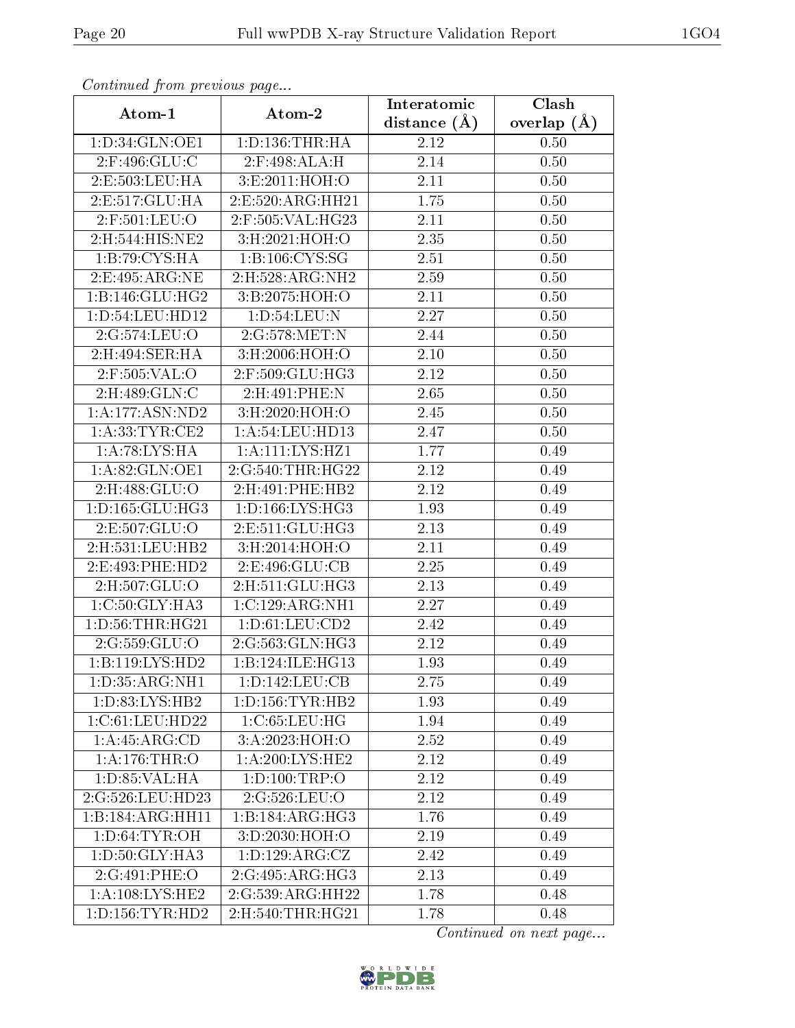*Continued from previous page...*

| Atom-1 | Atom-2 | Interatomic distance (Å) | Clash overlap (Å) |
| --- | --- | --- | --- |
| 1:D:34:GLN:OE1 | 1:D:136:THR:HA | 2.12 | 0.50 |
| 2:F:496:GLU:C | 2:F:498:ALA:H | 2.14 | 0.50 |
| 2:E:503:LEU:HA | 3:E:2011:HOH:O | 2.11 | 0.50 |
| 2:E:517:GLU:HA | 2:E:520:ARG:HH21 | 1.75 | 0.50 |
| 2:F:501:LEU:O | 2:F:505:VAL:HG23 | 2.11 | 0.50 |
| 2:H:544:HIS:NE2 | 3:H:2021:HOH:O | 2.35 | 0.50 |
| 1:B:79:CYS:HA | 1:B:106:CYS:SG | 2.51 | 0.50 |
| 2:E:495:ARG:NE | 2:H:528:ARG:NH2 | 2.59 | 0.50 |
| 1:B:146:GLU:HG2 | 3:B:2075:HOH:O | 2.11 | 0.50 |
| 1:D:54:LEU:HD12 | 1:D:54:LEU:N | 2.27 | 0.50 |
| 2:G:574:LEU:O | 2:G:578:MET:N | 2.44 | 0.50 |
| 2:H:494:SER:HA | 3:H:2006:HOH:O | 2.10 | 0.50 |
| 2:F:505:VAL:O | 2:F:509:GLU:HG3 | 2.12 | 0.50 |
| 2:H:489:GLN:C | 2:H:491:PHE:N | 2.65 | 0.50 |
| 1:A:177:ASN:ND2 | 3:H:2020:HOH:O | 2.45 | 0.50 |
| 1:A:33:TYR:CE2 | 1:A:54:LEU:HD13 | 2.47 | 0.50 |
| 1:A:78:LYS:HA | 1:A:111:LYS:HZ1 | 1.77 | 0.49 |
| 1:A:82:GLN:OE1 | 2:G:540:THR:HG22 | 2.12 | 0.49 |
| 2:H:488:GLU:O | 2:H:491:PHE:HB2 | 2.12 | 0.49 |
| 1:D:165:GLU:HG3 | 1:D:166:LYS:HG3 | 1.93 | 0.49 |
| 2:E:507:GLU:O | 2:E:511:GLU:HG3 | 2.13 | 0.49 |
| 2:H:531:LEU:HB2 | 3:H:2014:HOH:O | 2.11 | 0.49 |
| 2:E:493:PHE:HD2 | 2:E:496:GLU:CB | 2.25 | 0.49 |
| 2:H:507:GLU:O | 2:H:511:GLU:HG3 | 2.13 | 0.49 |
| 1:C:50:GLY:HA3 | 1:C:129:ARG:NH1 | 2.27 | 0.49 |
| 1:D:56:THR:HG21 | 1:D:61:LEU:CD2 | 2.42 | 0.49 |
| 2:G:559:GLU:O | 2:G:563:GLN:HG3 | 2.12 | 0.49 |
| 1:B:119:LYS:HD2 | 1:B:124:ILE:HG13 | 1.93 | 0.49 |
| 1:D:35:ARG:NH1 | 1:D:142:LEU:CB | 2.75 | 0.49 |
| 1:D:83:LYS:HB2 | 1:D:156:TYR:HB2 | 1.93 | 0.49 |
| 1:C:61:LEU:HD22 | 1:C:65:LEU:HG | 1.94 | 0.49 |
| 1:A:45:ARG:CD | 3:A:2023:HOH:O | 2.52 | 0.49 |
| 1:A:176:THR:O | 1:A:200:LYS:HE2 | 2.12 | 0.49 |
| 1:D:85:VAL:HA | 1:D:100:TRP:O | 2.12 | 0.49 |
| 2:G:526:LEU:HD23 | 2:G:526:LEU:O | 2.12 | 0.49 |
| 1:B:184:ARG:HH11 | 1:B:184:ARG:HG3 | 1.76 | 0.49 |
| 1:D:64:TYR:OH | 3:D:2030:HOH:O | 2.19 | 0.49 |
| 1:D:50:GLY:HA3 | 1:D:129:ARG:CZ | 2.42 | 0.49 |
| 2:G:491:PHE:O | 2:G:495:ARG:HG3 | 2.13 | 0.49 |
| 1:A:108:LYS:HE2 | 2:G:539:ARG:HH22 | 1.78 | 0.48 |
| 1:D:156:TYR:HD2 | 2:H:540:THR:HG21 | 1.78 | 0.48 |

*Continued on next page...*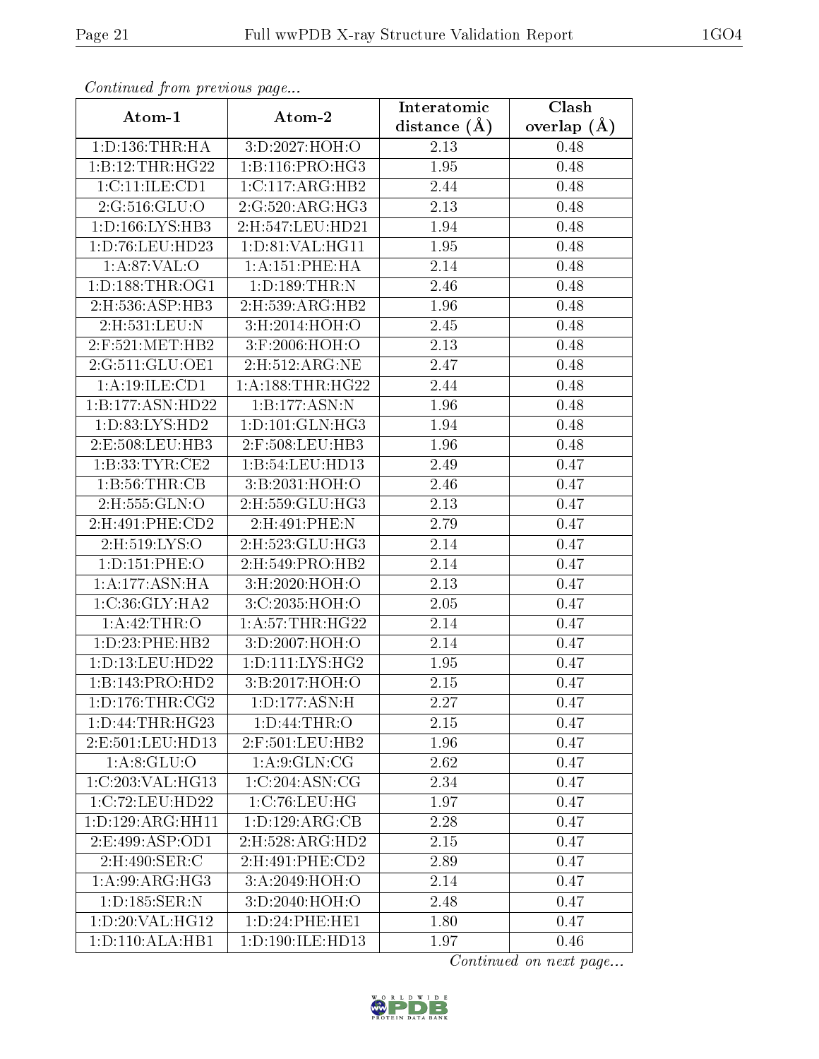*Continued from previous page...*

| Atom-1 | Atom-2 | Interatomic distance (Å) | Clash overlap (Å) |
|---|---|---|---|
| 1:D:136:THR:HA | 3:D:2027:HOH:O | 2.13 | 0.48 |
| 1:B:12:THR:HG22 | 1:B:116:PRO:HG3 | 1.95 | 0.48 |
| 1:C:11:ILE:CD1 | 1:C:117:ARG:HB2 | 2.44 | 0.48 |
| 2:G:516:GLU:O | 2:G:520:ARG:HG3 | 2.13 | 0.48 |
| 1:D:166:LYS:HB3 | 2:H:547:LEU:HD21 | 1.94 | 0.48 |
| 1:D:76:LEU:HD23 | 1:D:81:VAL:HG11 | 1.95 | 0.48 |
| 1:A:87:VAL:O | 1:A:151:PHE:HA | 2.14 | 0.48 |
| 1:D:188:THR:OG1 | 1:D:189:THR:N | 2.46 | 0.48 |
| 2:H:536:ASP:HB3 | 2:H:539:ARG:HB2 | 1.96 | 0.48 |
| 2:H:531:LEU:N | 3:H:2014:HOH:O | 2.45 | 0.48 |
| 2:F:521:MET:HB2 | 3:F:2006:HOH:O | 2.13 | 0.48 |
| 2:G:511:GLU:OE1 | 2:H:512:ARG:NE | 2.47 | 0.48 |
| 1:A:19:ILE:CD1 | 1:A:188:THR:HG22 | 2.44 | 0.48 |
| 1:B:177:ASN:HD22 | 1:B:177:ASN:N | 1.96 | 0.48 |
| 1:D:83:LYS:HD2 | 1:D:101:GLN:HG3 | 1.94 | 0.48 |
| 2:E:508:LEU:HB3 | 2:F:508:LEU:HB3 | 1.96 | 0.48 |
| 1:B:33:TYR:CE2 | 1:B:54:LEU:HD13 | 2.49 | 0.47 |
| 1:B:56:THR:CB | 3:B:2031:HOH:O | 2.46 | 0.47 |
| 2:H:555:GLN:O | 2:H:559:GLU:HG3 | 2.13 | 0.47 |
| 2:H:491:PHE:CD2 | 2:H:491:PHE:N | 2.79 | 0.47 |
| 2:H:519:LYS:O | 2:H:523:GLU:HG3 | 2.14 | 0.47 |
| 1:D:151:PHE:O | 2:H:549:PRO:HB2 | 2.14 | 0.47 |
| 1:A:177:ASN:HA | 3:H:2020:HOH:O | 2.13 | 0.47 |
| 1:C:36:GLY:HA2 | 3:C:2035:HOH:O | 2.05 | 0.47 |
| 1:A:42:THR:O | 1:A:57:THR:HG22 | 2.14 | 0.47 |
| 1:D:23:PHE:HB2 | 3:D:2007:HOH:O | 2.14 | 0.47 |
| 1:D:13:LEU:HD22 | 1:D:111:LYS:HG2 | 1.95 | 0.47 |
| 1:B:143:PRO:HD2 | 3:B:2017:HOH:O | 2.15 | 0.47 |
| 1:D:176:THR:CG2 | 1:D:177:ASN:H | 2.27 | 0.47 |
| 1:D:44:THR:HG23 | 1:D:44:THR:O | 2.15 | 0.47 |
| 2:E:501:LEU:HD13 | 2:F:501:LEU:HB2 | 1.96 | 0.47 |
| 1:A:8:GLU:O | 1:A:9:GLN:CG | 2.62 | 0.47 |
| 1:C:203:VAL:HG13 | 1:C:204:ASN:CG | 2.34 | 0.47 |
| 1:C:72:LEU:HD22 | 1:C:76:LEU:HG | 1.97 | 0.47 |
| 1:D:129:ARG:HH11 | 1:D:129:ARG:CB | 2.28 | 0.47 |
| 2:E:499:ASP:OD1 | 2:H:528:ARG:HD2 | 2.15 | 0.47 |
| 2:H:490:SER:C | 2:H:491:PHE:CD2 | 2.89 | 0.47 |
| 1:A:99:ARG:HG3 | 3:A:2049:HOH:O | 2.14 | 0.47 |
| 1:D:185:SER:N | 3:D:2040:HOH:O | 2.48 | 0.47 |
| 1:D:20:VAL:HG12 | 1:D:24:PHE:HE1 | 1.80 | 0.47 |
| 1:D:110:ALA:HB1 | 1:D:190:ILE:HD13 | 1.97 | 0.46 |

*Continued on next page...*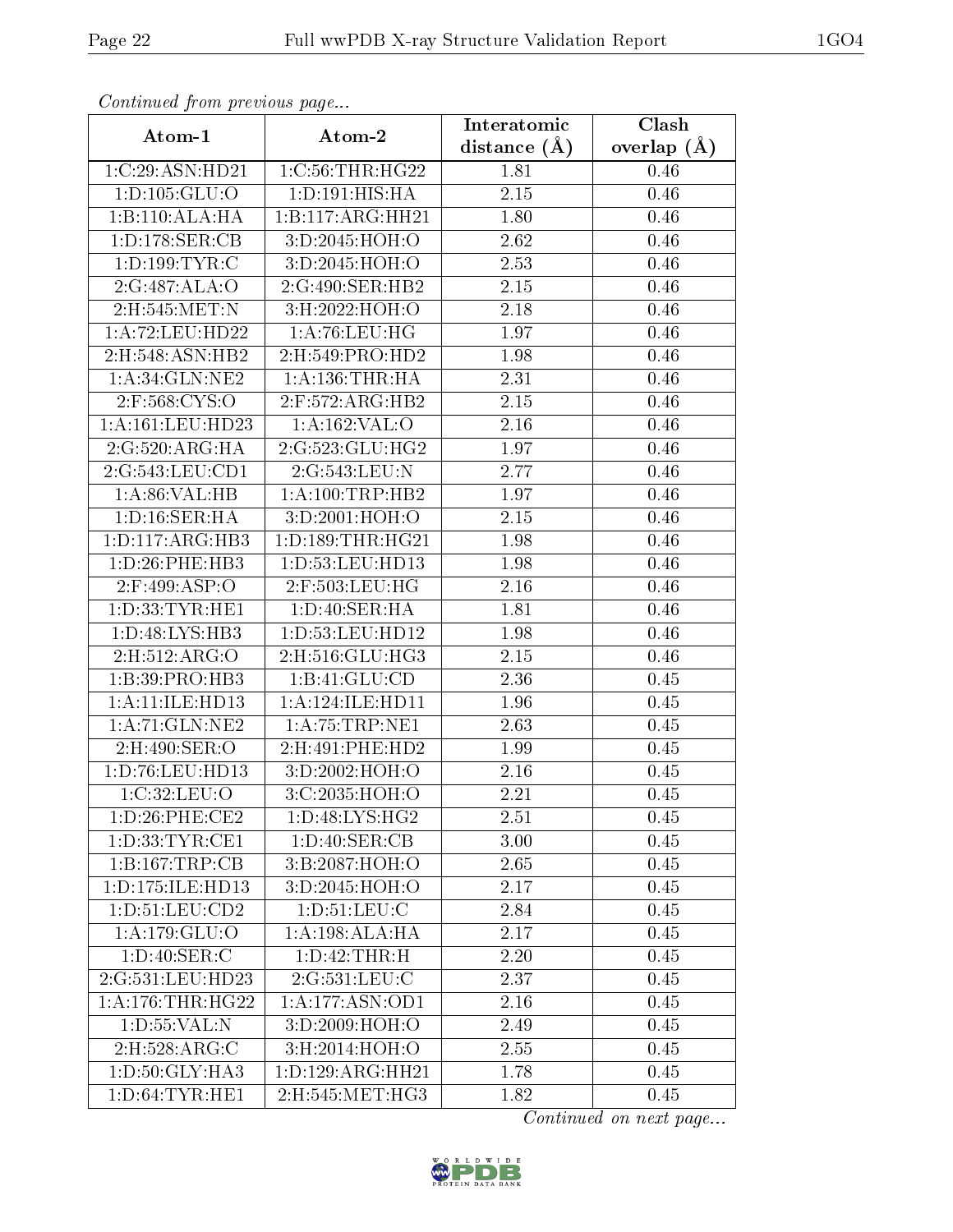*Continued from previous page...*

| Atom-1 | Atom-2 | Interatomic distance (Å) | Clash overlap (Å) |
|---|---|---|---|
| 1:C:29:ASN:HD21 | 1:C:56:THR:HG22 | 1.81 | 0.46 |
| 1:D:105:GLU:O | 1:D:191:HIS:HA | 2.15 | 0.46 |
| 1:B:110:ALA:HA | 1:B:117:ARG:HH21 | 1.80 | 0.46 |
| 1:D:178:SER:CB | 3:D:2045:HOH:O | 2.62 | 0.46 |
| 1:D:199:TYR:C | 3:D:2045:HOH:O | 2.53 | 0.46 |
| 2:G:487:ALA:O | 2:G:490:SER:HB2 | 2.15 | 0.46 |
| 2:H:545:MET:N | 3:H:2022:HOH:O | 2.18 | 0.46 |
| 1:A:72:LEU:HD22 | 1:A:76:LEU:HG | 1.97 | 0.46 |
| 2:H:548:ASN:HB2 | 2:H:549:PRO:HD2 | 1.98 | 0.46 |
| 1:A:34:GLN:NE2 | 1:A:136:THR:HA | 2.31 | 0.46 |
| 2:F:568:CYS:O | 2:F:572:ARG:HB2 | 2.15 | 0.46 |
| 1:A:161:LEU:HD23 | 1:A:162:VAL:O | 2.16 | 0.46 |
| 2:G:520:ARG:HA | 2:G:523:GLU:HG2 | 1.97 | 0.46 |
| 2:G:543:LEU:CD1 | 2:G:543:LEU:N | 2.77 | 0.46 |
| 1:A:86:VAL:HB | 1:A:100:TRP:HB2 | 1.97 | 0.46 |
| 1:D:16:SER:HA | 3:D:2001:HOH:O | 2.15 | 0.46 |
| 1:D:117:ARG:HB3 | 1:D:189:THR:HG21 | 1.98 | 0.46 |
| 1:D:26:PHE:HB3 | 1:D:53:LEU:HD13 | 1.98 | 0.46 |
| 2:F:499:ASP:O | 2:F:503:LEU:HG | 2.16 | 0.46 |
| 1:D:33:TYR:HE1 | 1:D:40:SER:HA | 1.81 | 0.46 |
| 1:D:48:LYS:HB3 | 1:D:53:LEU:HD12 | 1.98 | 0.46 |
| 2:H:512:ARG:O | 2:H:516:GLU:HG3 | 2.15 | 0.46 |
| 1:B:39:PRO:HB3 | 1:B:41:GLU:CD | 2.36 | 0.45 |
| 1:A:11:ILE:HD13 | 1:A:124:ILE:HD11 | 1.96 | 0.45 |
| 1:A:71:GLN:NE2 | 1:A:75:TRP:NE1 | 2.63 | 0.45 |
| 2:H:490:SER:O | 2:H:491:PHE:HD2 | 1.99 | 0.45 |
| 1:D:76:LEU:HD13 | 3:D:2002:HOH:O | 2.16 | 0.45 |
| 1:C:32:LEU:O | 3:C:2035:HOH:O | 2.21 | 0.45 |
| 1:D:26:PHE:CE2 | 1:D:48:LYS:HG2 | 2.51 | 0.45 |
| 1:D:33:TYR:CE1 | 1:D:40:SER:CB | 3.00 | 0.45 |
| 1:B:167:TRP:CB | 3:B:2087:HOH:O | 2.65 | 0.45 |
| 1:D:175:ILE:HD13 | 3:D:2045:HOH:O | 2.17 | 0.45 |
| 1:D:51:LEU:CD2 | 1:D:51:LEU:C | 2.84 | 0.45 |
| 1:A:179:GLU:O | 1:A:198:ALA:HA | 2.17 | 0.45 |
| 1:D:40:SER:C | 1:D:42:THR:H | 2.20 | 0.45 |
| 2:G:531:LEU:HD23 | 2:G:531:LEU:C | 2.37 | 0.45 |
| 1:A:176:THR:HG22 | 1:A:177:ASN:OD1 | 2.16 | 0.45 |
| 1:D:55:VAL:N | 3:D:2009:HOH:O | 2.49 | 0.45 |
| 2:H:528:ARG:C | 3:H:2014:HOH:O | 2.55 | 0.45 |
| 1:D:50:GLY:HA3 | 1:D:129:ARG:HH21 | 1.78 | 0.45 |
| 1:D:64:TYR:HE1 | 2:H:545:MET:HG3 | 1.82 | 0.45 |

*Continued on next page...*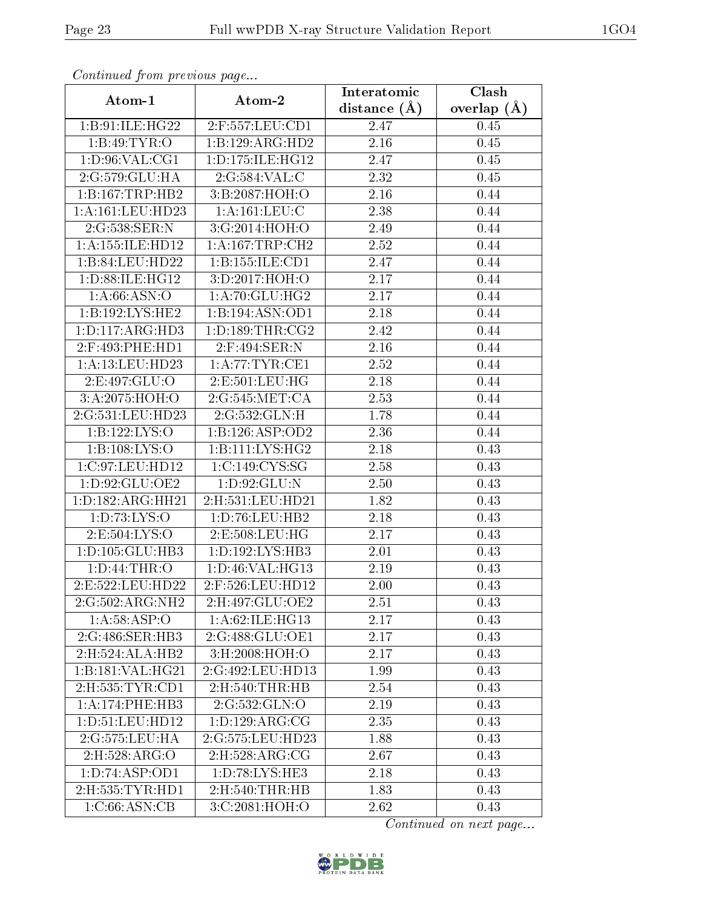*Continued from previous page...*

| Atom-1 | Atom-2 | Interatomic distance (Å) | Clash overlap (Å) |
|---|---|---|---|
| 1:B:91:ILE:HG22 | 2:F:557:LEU:CD1 | 2.47 | 0.45 |
| 1:B:49:TYR:O | 1:B:129:ARG:HD2 | 2.16 | 0.45 |
| 1:D:96:VAL:CG1 | 1:D:175:ILE:HG12 | 2.47 | 0.45 |
| 2:G:579:GLU:HA | 2:G:584:VAL:C | 2.32 | 0.45 |
| 1:B:167:TRP:HB2 | 3:B:2087:HOH:O | 2.16 | 0.44 |
| 1:A:161:LEU:HD23 | 1:A:161:LEU:C | 2.38 | 0.44 |
| 2:G:538:SER:N | 3:G:2014:HOH:O | 2.49 | 0.44 |
| 1:A:155:ILE:HD12 | 1:A:167:TRP:CH2 | 2.52 | 0.44 |
| 1:B:84:LEU:HD22 | 1:B:155:ILE:CD1 | 2.47 | 0.44 |
| 1:D:88:ILE:HG12 | 3:D:2017:HOH:O | 2.17 | 0.44 |
| 1:A:66:ASN:O | 1:A:70:GLU:HG2 | 2.17 | 0.44 |
| 1:B:192:LYS:HE2 | 1:B:194:ASN:OD1 | 2.18 | 0.44 |
| 1:D:117:ARG:HD3 | 1:D:189:THR:CG2 | 2.42 | 0.44 |
| 2:F:493:PHE:HD1 | 2:F:494:SER:N | 2.16 | 0.44 |
| 1:A:13:LEU:HD23 | 1:A:77:TYR:CE1 | 2.52 | 0.44 |
| 2:E:497:GLU:O | 2:E:501:LEU:HG | 2.18 | 0.44 |
| 3:A:2075:HOH:O | 2:G:545:MET:CA | 2.53 | 0.44 |
| 2:G:531:LEU:HD23 | 2:G:532:GLN:H | 1.78 | 0.44 |
| 1:B:122:LYS:O | 1:B:126:ASP:OD2 | 2.36 | 0.44 |
| 1:B:108:LYS:O | 1:B:111:LYS:HG2 | 2.18 | 0.43 |
| 1:C:97:LEU:HD12 | 1:C:149:CYS:SG | 2.58 | 0.43 |
| 1:D:92:GLU:OE2 | 1:D:92:GLU:N | 2.50 | 0.43 |
| 1:D:182:ARG:HH21 | 2:H:531:LEU:HD21 | 1.82 | 0.43 |
| 1:D:73:LYS:O | 1:D:76:LEU:HB2 | 2.18 | 0.43 |
| 2:E:504:LYS:O | 2:E:508:LEU:HG | 2.17 | 0.43 |
| 1:D:105:GLU:HB3 | 1:D:192:LYS:HB3 | 2.01 | 0.43 |
| 1:D:44:THR:O | 1:D:46:VAL:HG13 | 2.19 | 0.43 |
| 2:E:522:LEU:HD22 | 2:F:526:LEU:HD12 | 2.00 | 0.43 |
| 2:G:502:ARG:NH2 | 2:H:497:GLU:OE2 | 2.51 | 0.43 |
| 1:A:58:ASP:O | 1:A:62:ILE:HG13 | 2.17 | 0.43 |
| 2:G:486:SER:HB3 | 2:G:488:GLU:OE1 | 2.17 | 0.43 |
| 2:H:524:ALA:HB2 | 3:H:2008:HOH:O | 2.17 | 0.43 |
| 1:B:181:VAL:HG21 | 2:G:492:LEU:HD13 | 1.99 | 0.43 |
| 2:H:535:TYR:CD1 | 2:H:540:THR:HB | 2.54 | 0.43 |
| 1:A:174:PHE:HB3 | 2:G:532:GLN:O | 2.19 | 0.43 |
| 1:D:51:LEU:HD12 | 1:D:129:ARG:CG | 2.35 | 0.43 |
| 2:G:575:LEU:HA | 2:G:575:LEU:HD23 | 1.88 | 0.43 |
| 2:H:528:ARG:O | 2:H:528:ARG:CG | 2.67 | 0.43 |
| 1:D:74:ASP:OD1 | 1:D:78:LYS:HE3 | 2.18 | 0.43 |
| 2:H:535:TYR:HD1 | 2:H:540:THR:HB | 1.83 | 0.43 |
| 1:C:66:ASN:CB | 3:C:2081:HOH:O | 2.62 | 0.43 |

*Continued on next page...*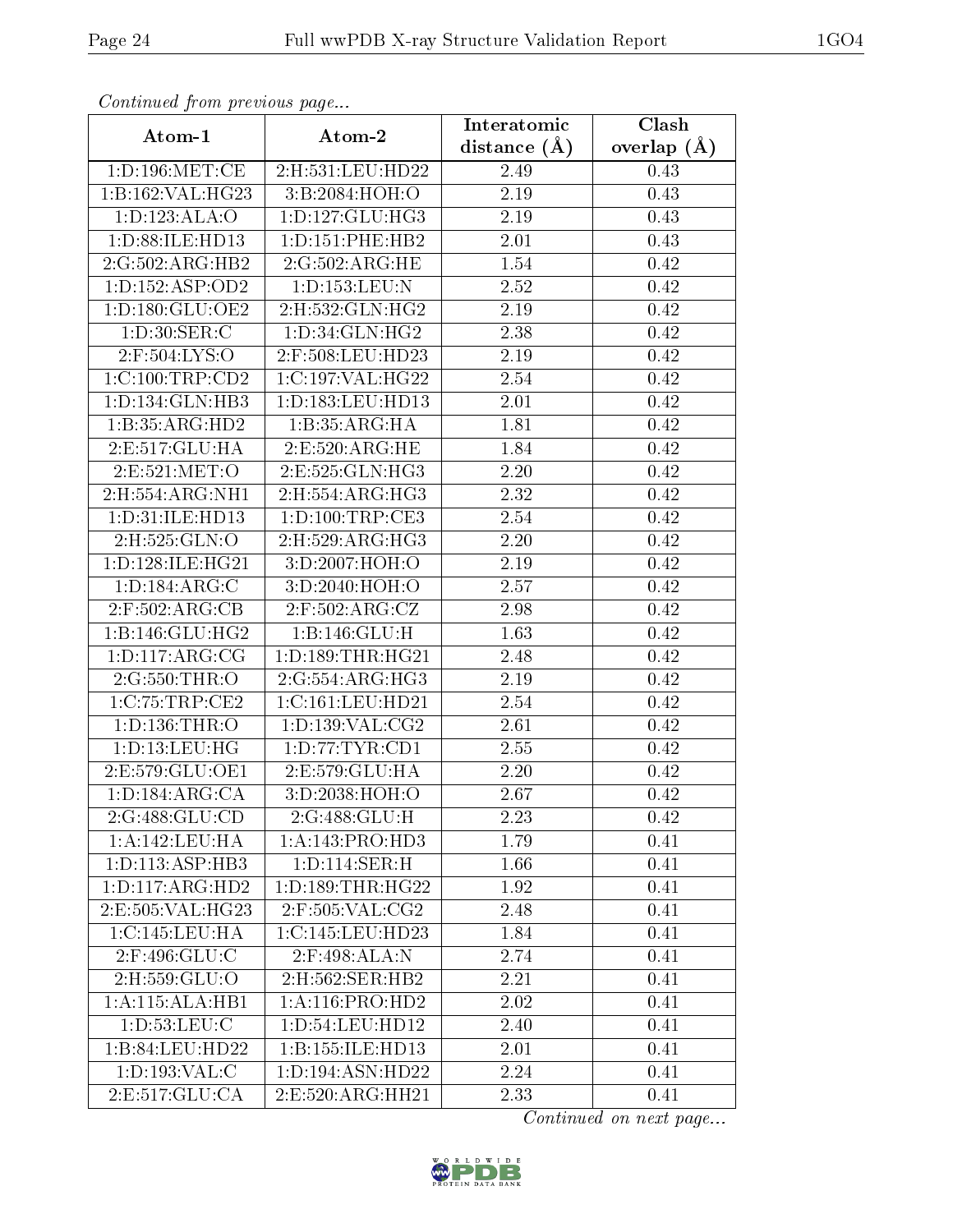*Continued from previous page...*

| Atom-1 | Atom-2 | Interatomic distance (Å) | Clash overlap (Å) |
|---|---|---|---|
| 1:D:196:MET:CE | 2:H:531:LEU:HD22 | 2.49 | 0.43 |
| 1:B:162:VAL:HG23 | 3:B:2084:HOH:O | 2.19 | 0.43 |
| 1:D:123:ALA:O | 1:D:127:GLU:HG3 | 2.19 | 0.43 |
| 1:D:88:ILE:HD13 | 1:D:151:PHE:HB2 | 2.01 | 0.43 |
| 2:G:502:ARG:HB2 | 2:G:502:ARG:HE | 1.54 | 0.42 |
| 1:D:152:ASP:OD2 | 1:D:153:LEU:N | 2.52 | 0.42 |
| 1:D:180:GLU:OE2 | 2:H:532:GLN:HG2 | 2.19 | 0.42 |
| 1:D:30:SER:C | 1:D:34:GLN:HG2 | 2.38 | 0.42 |
| 2:F:504:LYS:O | 2:F:508:LEU:HD23 | 2.19 | 0.42 |
| 1:C:100:TRP:CD2 | 1:C:197:VAL:HG22 | 2.54 | 0.42 |
| 1:D:134:GLN:HB3 | 1:D:183:LEU:HD13 | 2.01 | 0.42 |
| 1:B:35:ARG:HD2 | 1:B:35:ARG:HA | 1.81 | 0.42 |
| 2:E:517:GLU:HA | 2:E:520:ARG:HE | 1.84 | 0.42 |
| 2:E:521:MET:O | 2:E:525:GLN:HG3 | 2.20 | 0.42 |
| 2:H:554:ARG:NH1 | 2:H:554:ARG:HG3 | 2.32 | 0.42 |
| 1:D:31:ILE:HD13 | 1:D:100:TRP:CE3 | 2.54 | 0.42 |
| 2:H:525:GLN:O | 2:H:529:ARG:HG3 | 2.20 | 0.42 |
| 1:D:128:ILE:HG21 | 3:D:2007:HOH:O | 2.19 | 0.42 |
| 1:D:184:ARG:C | 3:D:2040:HOH:O | 2.57 | 0.42 |
| 2:F:502:ARG:CB | 2:F:502:ARG:CZ | 2.98 | 0.42 |
| 1:B:146:GLU:HG2 | 1:B:146:GLU:H | 1.63 | 0.42 |
| 1:D:117:ARG:CG | 1:D:189:THR:HG21 | 2.48 | 0.42 |
| 2:G:550:THR:O | 2:G:554:ARG:HG3 | 2.19 | 0.42 |
| 1:C:75:TRP:CE2 | 1:C:161:LEU:HD21 | 2.54 | 0.42 |
| 1:D:136:THR:O | 1:D:139:VAL:CG2 | 2.61 | 0.42 |
| 1:D:13:LEU:HG | 1:D:77:TYR:CD1 | 2.55 | 0.42 |
| 2:E:579:GLU:OE1 | 2:E:579:GLU:HA | 2.20 | 0.42 |
| 1:D:184:ARG:CA | 3:D:2038:HOH:O | 2.67 | 0.42 |
| 2:G:488:GLU:CD | 2:G:488:GLU:H | 2.23 | 0.42 |
| 1:A:142:LEU:HA | 1:A:143:PRO:HD3 | 1.79 | 0.41 |
| 1:D:113:ASP:HB3 | 1:D:114:SER:H | 1.66 | 0.41 |
| 1:D:117:ARG:HD2 | 1:D:189:THR:HG22 | 1.92 | 0.41 |
| 2:E:505:VAL:HG23 | 2:F:505:VAL:CG2 | 2.48 | 0.41 |
| 1:C:145:LEU:HA | 1:C:145:LEU:HD23 | 1.84 | 0.41 |
| 2:F:496:GLU:C | 2:F:498:ALA:N | 2.74 | 0.41 |
| 2:H:559:GLU:O | 2:H:562:SER:HB2 | 2.21 | 0.41 |
| 1:A:115:ALA:HB1 | 1:A:116:PRO:HD2 | 2.02 | 0.41 |
| 1:D:53:LEU:C | 1:D:54:LEU:HD12 | 2.40 | 0.41 |
| 1:B:84:LEU:HD22 | 1:B:155:ILE:HD13 | 2.01 | 0.41 |
| 1:D:193:VAL:C | 1:D:194:ASN:HD22 | 2.24 | 0.41 |
| 2:E:517:GLU:CA | 2:E:520:ARG:HH21 | 2.33 | 0.41 |

*Continued on next page...*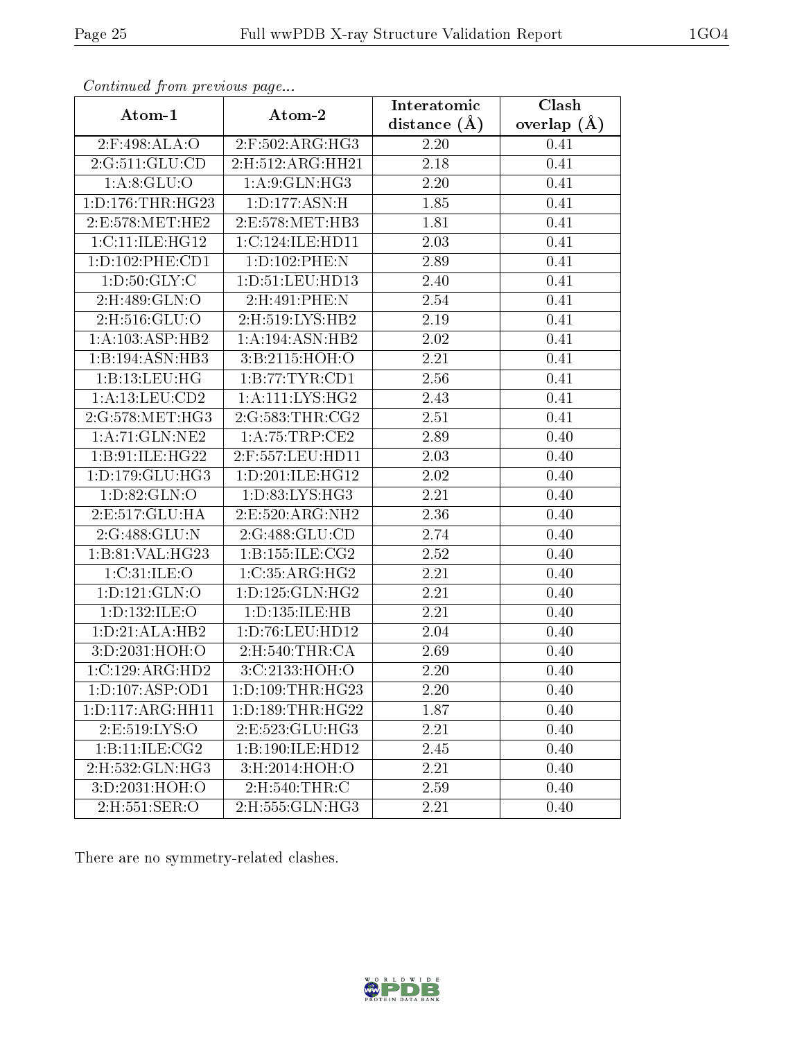*Continued from previous page...*

| Atom-1 | Atom-2 | Interatomic distance (Å) | Clash overlap (Å) |
|---|---|---|---|
| 2:F:498:ALA:O | 2:F:502:ARG:HG3 | 2.20 | 0.41 |
| 2:G:511:GLU:CD | 2:H:512:ARG:HH21 | 2.18 | 0.41 |
| 1:A:8:GLU:O | 1:A:9:GLN:HG3 | 2.20 | 0.41 |
| 1:D:176:THR:HG23 | 1:D:177:ASN:H | 1.85 | 0.41 |
| 2:E:578:MET:HE2 | 2:E:578:MET:HB3 | 1.81 | 0.41 |
| 1:C:11:ILE:HG12 | 1:C:124:ILE:HD11 | 2.03 | 0.41 |
| 1:D:102:PHE:CD1 | 1:D:102:PHE:N | 2.89 | 0.41 |
| 1:D:50:GLY:C | 1:D:51:LEU:HD13 | 2.40 | 0.41 |
| 2:H:489:GLN:O | 2:H:491:PHE:N | 2.54 | 0.41 |
| 2:H:516:GLU:O | 2:H:519:LYS:HB2 | 2.19 | 0.41 |
| 1:A:103:ASP:HB2 | 1:A:194:ASN:HB2 | 2.02 | 0.41 |
| 1:B:194:ASN:HB3 | 3:B:2115:HOH:O | 2.21 | 0.41 |
| 1:B:13:LEU:HG | 1:B:77:TYR:CD1 | 2.56 | 0.41 |
| 1:A:13:LEU:CD2 | 1:A:111:LYS:HG2 | 2.43 | 0.41 |
| 2:G:578:MET:HG3 | 2:G:583:THR:CG2 | 2.51 | 0.41 |
| 1:A:71:GLN:NE2 | 1:A:75:TRP:CE2 | 2.89 | 0.40 |
| 1:B:91:ILE:HG22 | 2:F:557:LEU:HD11 | 2.03 | 0.40 |
| 1:D:179:GLU:HG3 | 1:D:201:ILE:HG12 | 2.02 | 0.40 |
| 1:D:82:GLN:O | 1:D:83:LYS:HG3 | 2.21 | 0.40 |
| 2:E:517:GLU:HA | 2:E:520:ARG:NH2 | 2.36 | 0.40 |
| 2:G:488:GLU:N | 2:G:488:GLU:CD | 2.74 | 0.40 |
| 1:B:81:VAL:HG23 | 1:B:155:ILE:CG2 | 2.52 | 0.40 |
| 1:C:31:ILE:O | 1:C:35:ARG:HG2 | 2.21 | 0.40 |
| 1:D:121:GLN:O | 1:D:125:GLN:HG2 | 2.21 | 0.40 |
| 1:D:132:ILE:O | 1:D:135:ILE:HB | 2.21 | 0.40 |
| 1:D:21:ALA:HB2 | 1:D:76:LEU:HD12 | 2.04 | 0.40 |
| 3:D:2031:HOH:O | 2:H:540:THR:CA | 2.69 | 0.40 |
| 1:C:129:ARG:HD2 | 3:C:2133:HOH:O | 2.20 | 0.40 |
| 1:D:107:ASP:OD1 | 1:D:109:THR:HG23 | 2.20 | 0.40 |
| 1:D:117:ARG:HH11 | 1:D:189:THR:HG22 | 1.87 | 0.40 |
| 2:E:519:LYS:O | 2:E:523:GLU:HG3 | 2.21 | 0.40 |
| 1:B:11:ILE:CG2 | 1:B:190:ILE:HD12 | 2.45 | 0.40 |
| 2:H:532:GLN:HG3 | 3:H:2014:HOH:O | 2.21 | 0.40 |
| 3:D:2031:HOH:O | 2:H:540:THR:C | 2.59 | 0.40 |
| 2:H:551:SER:O | 2:H:555:GLN:HG3 | 2.21 | 0.40 |

There are no symmetry-related clashes.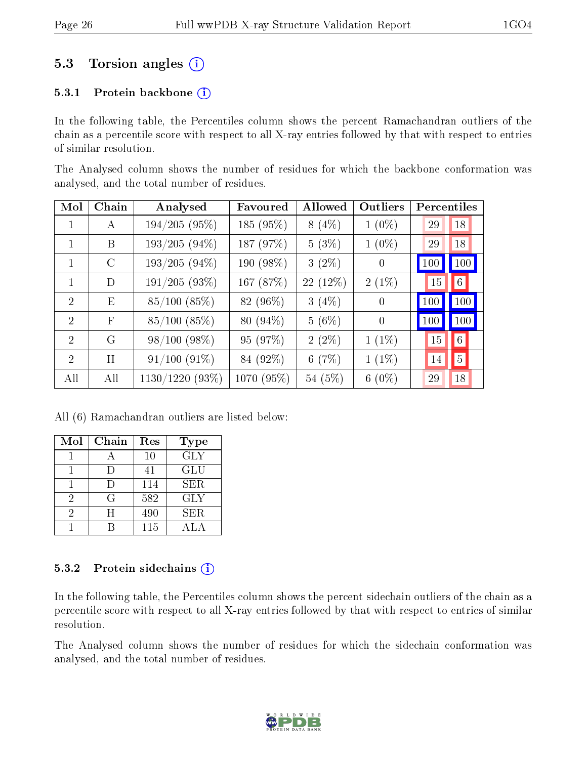## 5.3 Torsion angles

### 5.3.1 Protein backbone

In the following table, the Percentiles column shows the percent Ramachandran outliers of the chain as a percentile score with respect to all X-ray entries followed by that with respect to entries of similar resolution.

The Analysed column shows the number of residues for which the backbone conformation was analysed, and the total number of residues.

| Mol | Chain | Analysed | Favoured | Allowed | Outliers | Percentiles | |
|---|---|---|---|---|---|---|---|
| 1 | A | 194/205 (95%) | 185 (95%) | 8 (4%) | 1 (0%) | 29 | 18 |
| 1 | B | 193/205 (94%) | 187 (97%) | 5 (3%) | 1 (0%) | 29 | 18 |
| 1 | C | 193/205 (94%) | 190 (98%) | 3 (2%) | 0 | 100 | 100 |
| 1 | D | 191/205 (93%) | 167 (87%) | 22 (12%) | 2 (1%) | 15 | 6 |
| 2 | E | 85/100 (85%) | 82 (96%) | 3 (4%) | 0 | 100 | 100 |
| 2 | F | 85/100 (85%) | 80 (94%) | 5 (6%) | 0 | 100 | 100 |
| 2 | G | 98/100 (98%) | 95 (97%) | 2 (2%) | 1 (1%) | 15 | 6 |
| 2 | H | 91/100 (91%) | 84 (92%) | 6 (7%) | 1 (1%) | 14 | 5 |
| All | All | 1130/1220 (93%) | 1070 (95%) | 54 (5%) | 6 (0%) | 29 | 18 |

All (6) Ramachandran outliers are listed below:

| Mol | Chain | Res | Type |
|---|---|---|---|
| 1 | A | 10 | GLY |
| 1 | D | 41 | GLU |
| 1 | D | 114 | SER |
| 2 | G | 582 | GLY |
| 2 | H | 490 | SER |
| 1 | B | 115 | ALA |

### 5.3.2 Protein sidechains

In the following table, the Percentiles column shows the percent sidechain outliers of the chain as a percentile score with respect to all X-ray entries followed by that with respect to entries of similar resolution.

The Analysed column shows the number of residues for which the sidechain conformation was analysed, and the total number of residues.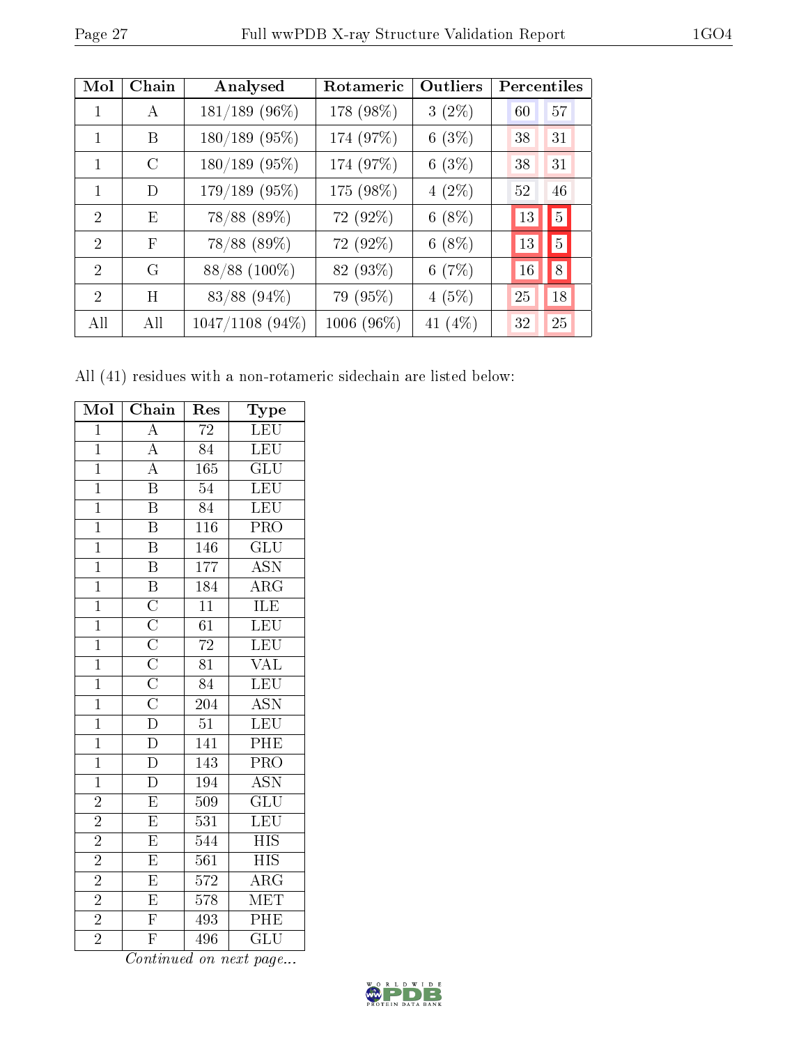| Mol | Chain | Analysed | Rotameric | Outliers | Percentiles | |
|---|---|---|---|---|---|---|
| 1 | A | 181/189 (96%) | 178 (98%) | 3 (2%) | 60 | 57 |
| 1 | B | 180/189 (95%) | 174 (97%) | 6 (3%) | 38 | 31 |
| 1 | C | 180/189 (95%) | 174 (97%) | 6 (3%) | 38 | 31 |
| 1 | D | 179/189 (95%) | 175 (98%) | 4 (2%) | 52 | 46 |
| 2 | E | 78/88 (89%) | 72 (92%) | 6 (8%) | 13 | 5 |
| 2 | F | 78/88 (89%) | 72 (92%) | 6 (8%) | 13 | 5 |
| 2 | G | 88/88 (100%) | 82 (93%) | 6 (7%) | 16 | 8 |
| 2 | H | 83/88 (94%) | 79 (95%) | 4 (5%) | 25 | 18 |
| All | All | 1047/1108 (94%) | 1006 (96%) | 41 (4%) | 32 | 25 |

All (41) residues with a non-rotameric sidechain are listed below:

| Mol | Chain | Res | Type |
|---|---|---|---|
| 1 | A | 72 | LEU |
| 1 | A | 84 | LEU |
| 1 | A | 165 | GLU |
| 1 | B | 54 | LEU |
| 1 | B | 84 | LEU |
| 1 | B | 116 | PRO |
| 1 | B | 146 | GLU |
| 1 | B | 177 | ASN |
| 1 | B | 184 | ARG |
| 1 | C | 11 | ILE |
| 1 | C | 61 | LEU |
| 1 | C | 72 | LEU |
| 1 | C | 81 | VAL |
| 1 | C | 84 | LEU |
| 1 | C | 204 | ASN |
| 1 | D | 51 | LEU |
| 1 | D | 141 | PHE |
| 1 | D | 143 | PRO |
| 1 | D | 194 | ASN |
| 2 | E | 509 | GLU |
| 2 | E | 531 | LEU |
| 2 | E | 544 | HIS |
| 2 | E | 561 | HIS |
| 2 | E | 572 | ARG |
| 2 | E | 578 | MET |
| 2 | F | 493 | PHE |
| 2 | F | 496 | GLU |

*Continued on next page...*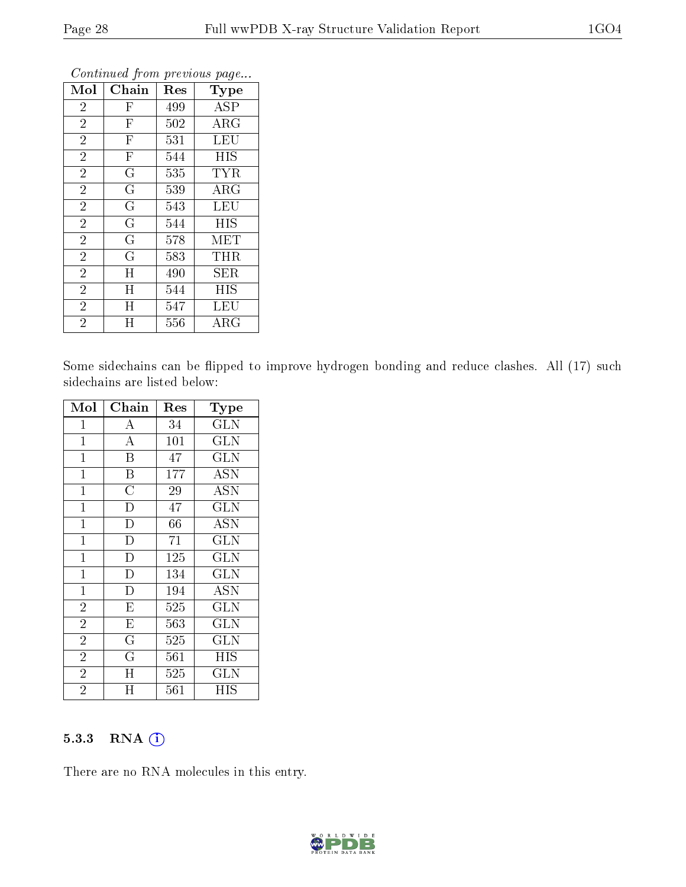*Continued from previous page...*

| Mol | Chain | Res | Type |
|---|---|---|---|
| 2 | F | 499 | ASP |
| 2 | F | 502 | ARG |
| 2 | F | 531 | LEU |
| 2 | F | 544 | HIS |
| 2 | G | 535 | TYR |
| 2 | G | 539 | ARG |
| 2 | G | 543 | LEU |
| 2 | G | 544 | HIS |
| 2 | G | 578 | MET |
| 2 | G | 583 | THR |
| 2 | H | 490 | SER |
| 2 | H | 544 | HIS |
| 2 | H | 547 | LEU |
| 2 | H | 556 | ARG |

Some sidechains can be flipped to improve hydrogen bonding and reduce clashes. All (17) such sidechains are listed below:

| Mol | Chain | Res | Type |
|---|---|---|---|
| 1 | A | 34 | GLN |
| 1 | A | 101 | GLN |
| 1 | B | 47 | GLN |
| 1 | B | 177 | ASN |
| 1 | C | 29 | ASN |
| 1 | D | 47 | GLN |
| 1 | D | 66 | ASN |
| 1 | D | 71 | GLN |
| 1 | D | 125 | GLN |
| 1 | D | 134 | GLN |
| 1 | D | 194 | ASN |
| 2 | E | 525 | GLN |
| 2 | E | 563 | GLN |
| 2 | G | 525 | GLN |
| 2 | G | 561 | HIS |
| 2 | H | 525 | GLN |
| 2 | H | 561 | HIS |

### 5.3.3 RNA

There are no RNA molecules in this entry.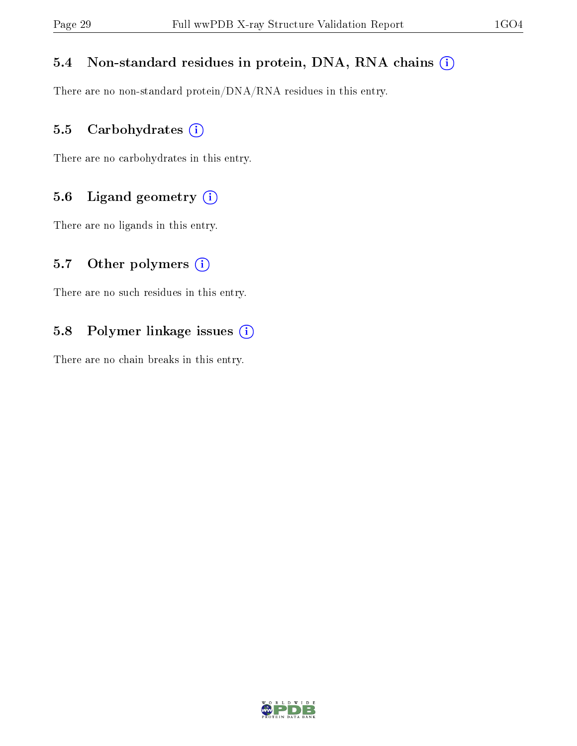### 5.4 Non-standard residues in protein, DNA, RNA chains (i)

There are no non-standard protein/DNA/RNA residues in this entry.

### 5.5 Carbohydrates (i)

There are no carbohydrates in this entry.

### 5.6 Ligand geometry (i)

There are no ligands in this entry.

### 5.7 Other polymers (i)

There are no such residues in this entry.

### 5.8 Polymer linkage issues (i)

There are no chain breaks in this entry.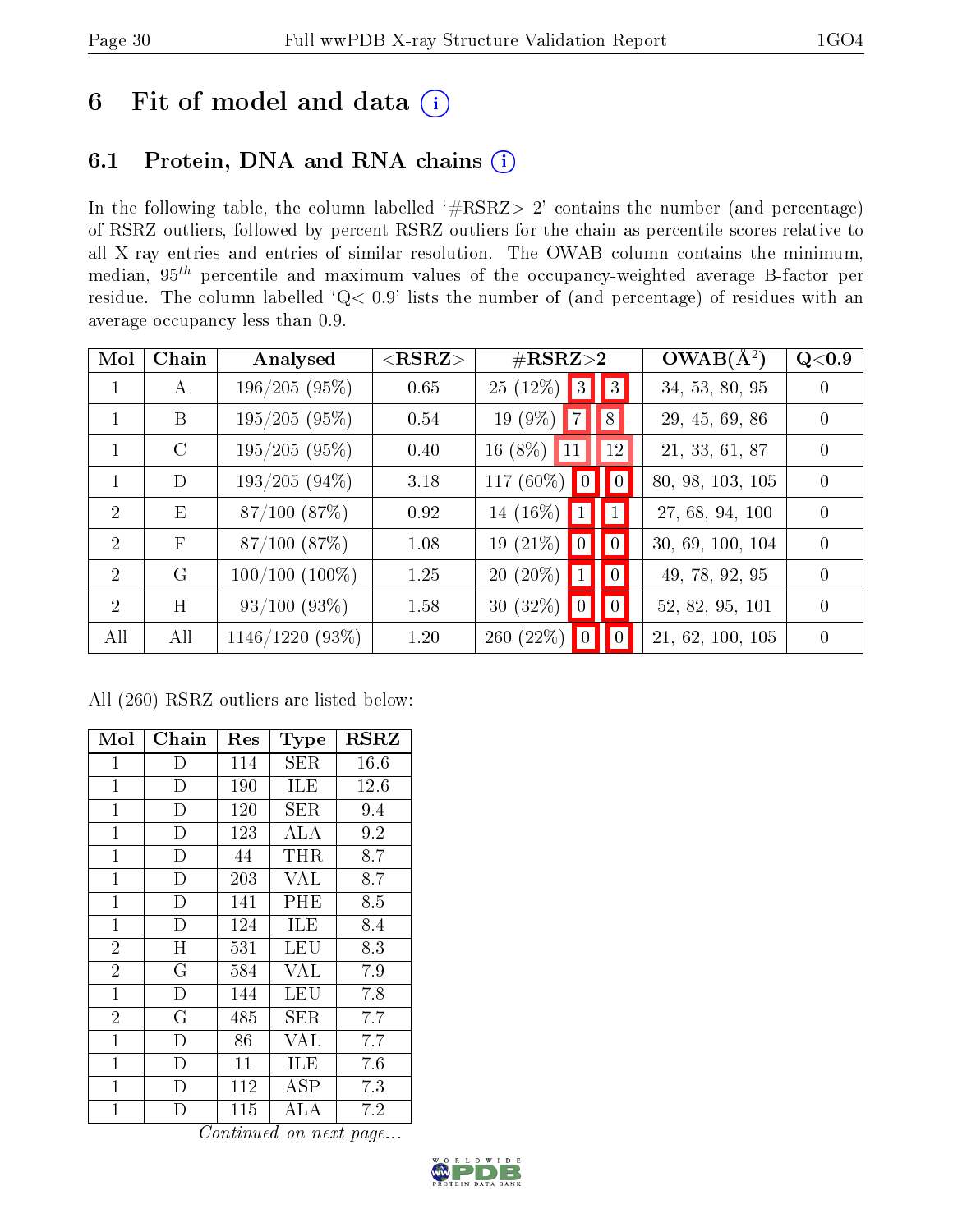# 6 Fit of model and data (i)

## 6.1 Protein, DNA and RNA chains (i)

In the following table, the column labelled '#RSRZ> 2' contains the number (and percentage) of RSRZ outliers, followed by percent RSRZ outliers for the chain as percentile scores relative to all X-ray entries and entries of similar resolution. The OWAB column contains the minimum, median, $95^{th}$ percentile and maximum values of the occupancy-weighted average B-factor per residue. The column labelled 'Q< 0.9' lists the number of (and percentage) of residues with an average occupancy less than 0.9.

| Mol | Chain | Analysed | <RSRZ> | #RSRZ>2 | | | OWAB(Å$^2$) | Q<0.9 |
|---|---|---|---|---|---|---|---|---|
| 1 | A | 196/205 (95%) | 0.65 | 25 (12%) | 3 | 3 | 34, 53, 80, 95 | 0 |
| 1 | B | 195/205 (95%) | 0.54 | 19 (9%) | 7 | 8 | 29, 45, 69, 86 | 0 |
| 1 | C | 195/205 (95%) | 0.40 | 16 (8%) | 11 | 12 | 21, 33, 61, 87 | 0 |
| 1 | D | 193/205 (94%) | 3.18 | 117 (60%) | 0 | 0 | 80, 98, 103, 105 | 0 |
| 2 | E | 87/100 (87%) | 0.92 | 14 (16%) | 1 | 1 | 27, 68, 94, 100 | 0 |
| 2 | F | 87/100 (87%) | 1.08 | 19 (21%) | 0 | 0 | 30, 69, 100, 104 | 0 |
| 2 | G | 100/100 (100%) | 1.25 | 20 (20%) | 1 | 0 | 49, 78, 92, 95 | 0 |
| 2 | H | 93/100 (93%) | 1.58 | 30 (32%) | 0 | 0 | 52, 82, 95, 101 | 0 |
| All | All | 1146/1220 (93%) | 1.20 | 260 (22%) | 0 | 0 | 21, 62, 100, 105 | 0 |

All (260) RSRZ outliers are listed below:

| Mol | Chain | Res | Type | RSRZ |
|---|---|---|---|---|
| 1 | D | 114 | SER | 16.6 |
| 1 | D | 190 | ILE | 12.6 |
| 1 | D | 120 | SER | 9.4 |
| 1 | D | 123 | ALA | 9.2 |
| 1 | D | 44 | THR | 8.7 |
| 1 | D | 203 | VAL | 8.7 |
| 1 | D | 141 | PHE | 8.5 |
| 1 | D | 124 | ILE | 8.4 |
| 2 | H | 531 | LEU | 8.3 |
| 2 | G | 584 | VAL | 7.9 |
| 1 | D | 144 | LEU | 7.8 |
| 2 | G | 485 | SER | 7.7 |
| 1 | D | 86 | VAL | 7.7 |
| 1 | D | 11 | ILE | 7.6 |
| 1 | D | 112 | ASP | 7.3 |
| 1 | D | 115 | ALA | 7.2 |

*Continued on next page...*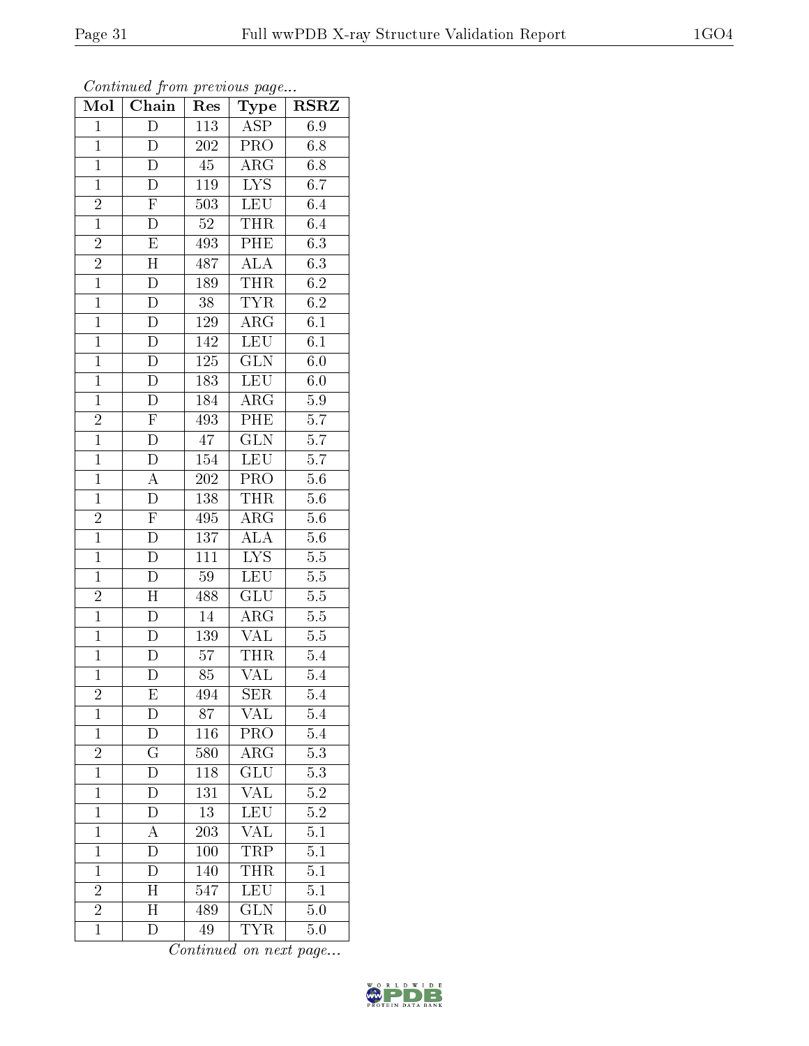*Continued from previous page...*

| Mol | Chain | Res | Type | RSRZ |
|---|---|---|---|---|
| 1 | D | 113 | ASP | 6.9 |
| 1 | D | 202 | PRO | 6.8 |
| 1 | D | 45 | ARG | 6.8 |
| 1 | D | 119 | LYS | 6.7 |
| 2 | F | 503 | LEU | 6.4 |
| 1 | D | 52 | THR | 6.4 |
| 2 | E | 493 | PHE | 6.3 |
| 2 | H | 487 | ALA | 6.3 |
| 1 | D | 189 | THR | 6.2 |
| 1 | D | 38 | TYR | 6.2 |
| 1 | D | 129 | ARG | 6.1 |
| 1 | D | 142 | LEU | 6.1 |
| 1 | D | 125 | GLN | 6.0 |
| 1 | D | 183 | LEU | 6.0 |
| 1 | D | 184 | ARG | 5.9 |
| 2 | F | 493 | PHE | 5.7 |
| 1 | D | 47 | GLN | 5.7 |
| 1 | D | 154 | LEU | 5.7 |
| 1 | A | 202 | PRO | 5.6 |
| 1 | D | 138 | THR | 5.6 |
| 2 | F | 495 | ARG | 5.6 |
| 1 | D | 137 | ALA | 5.6 |
| 1 | D | 111 | LYS | 5.5 |
| 1 | D | 59 | LEU | 5.5 |
| 2 | H | 488 | GLU | 5.5 |
| 1 | D | 14 | ARG | 5.5 |
| 1 | D | 139 | VAL | 5.5 |
| 1 | D | 57 | THR | 5.4 |
| 1 | D | 85 | VAL | 5.4 |
| 2 | E | 494 | SER | 5.4 |
| 1 | D | 87 | VAL | 5.4 |
| 1 | D | 116 | PRO | 5.4 |
| 2 | G | 580 | ARG | 5.3 |
| 1 | D | 118 | GLU | 5.3 |
| 1 | D | 131 | VAL | 5.2 |
| 1 | D | 13 | LEU | 5.2 |
| 1 | A | 203 | VAL | 5.1 |
| 1 | D | 100 | TRP | 5.1 |
| 1 | D | 140 | THR | 5.1 |
| 2 | H | 547 | LEU | 5.1 |
| 2 | H | 489 | GLN | 5.0 |
| 1 | D | 49 | TYR | 5.0 |

*Continued on next page...*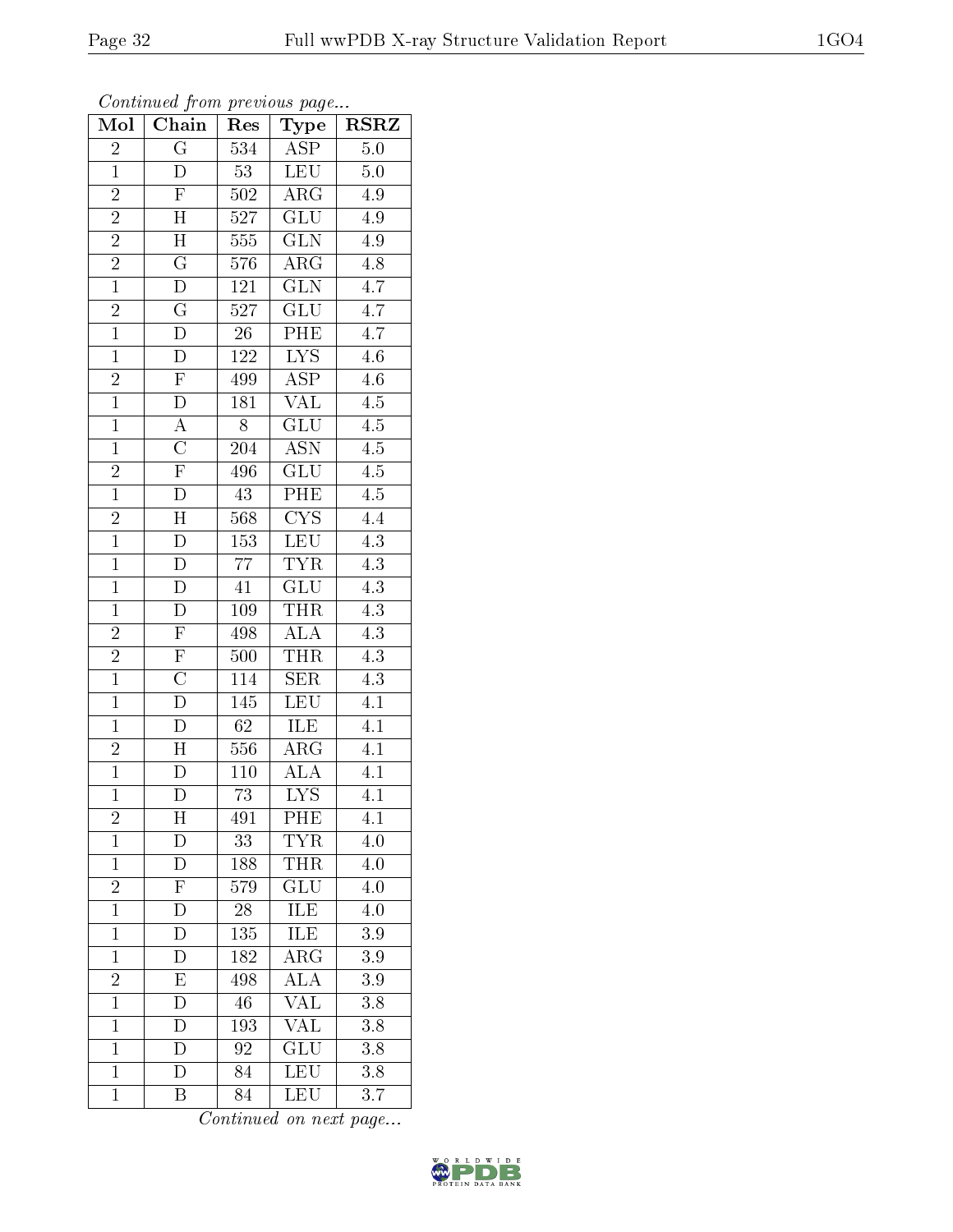*Continued from previous page...*

| Mol | Chain | Res | Type | RSRZ |
|---|---|---|---|---|
| 2 | G | 534 | ASP | 5.0 |
| 1 | D | 53 | LEU | 5.0 |
| 2 | F | 502 | ARG | 4.9 |
| 2 | H | 527 | GLU | 4.9 |
| 2 | H | 555 | GLN | 4.9 |
| 2 | G | 576 | ARG | 4.8 |
| 1 | D | 121 | GLN | 4.7 |
| 2 | G | 527 | GLU | 4.7 |
| 1 | D | 26 | PHE | 4.7 |
| 1 | D | 122 | LYS | 4.6 |
| 2 | F | 499 | ASP | 4.6 |
| 1 | D | 181 | VAL | 4.5 |
| 1 | A | 8 | GLU | 4.5 |
| 1 | C | 204 | ASN | 4.5 |
| 2 | F | 496 | GLU | 4.5 |
| 1 | D | 43 | PHE | 4.5 |
| 2 | H | 568 | CYS | 4.4 |
| 1 | D | 153 | LEU | 4.3 |
| 1 | D | 77 | TYR | 4.3 |
| 1 | D | 41 | GLU | 4.3 |
| 1 | D | 109 | THR | 4.3 |
| 2 | F | 498 | ALA | 4.3 |
| 2 | F | 500 | THR | 4.3 |
| 1 | C | 114 | SER | 4.3 |
| 1 | D | 145 | LEU | 4.1 |
| 1 | D | 62 | ILE | 4.1 |
| 2 | H | 556 | ARG | 4.1 |
| 1 | D | 110 | ALA | 4.1 |
| 1 | D | 73 | LYS | 4.1 |
| 2 | H | 491 | PHE | 4.1 |
| 1 | D | 33 | TYR | 4.0 |
| 1 | D | 188 | THR | 4.0 |
| 2 | F | 579 | GLU | 4.0 |
| 1 | D | 28 | ILE | 4.0 |
| 1 | D | 135 | ILE | 3.9 |
| 1 | D | 182 | ARG | 3.9 |
| 2 | E | 498 | ALA | 3.9 |
| 1 | D | 46 | VAL | 3.8 |
| 1 | D | 193 | VAL | 3.8 |
| 1 | D | 92 | GLU | 3.8 |
| 1 | D | 84 | LEU | 3.8 |
| 1 | B | 84 | LEU | 3.7 |

*Continued on next page...*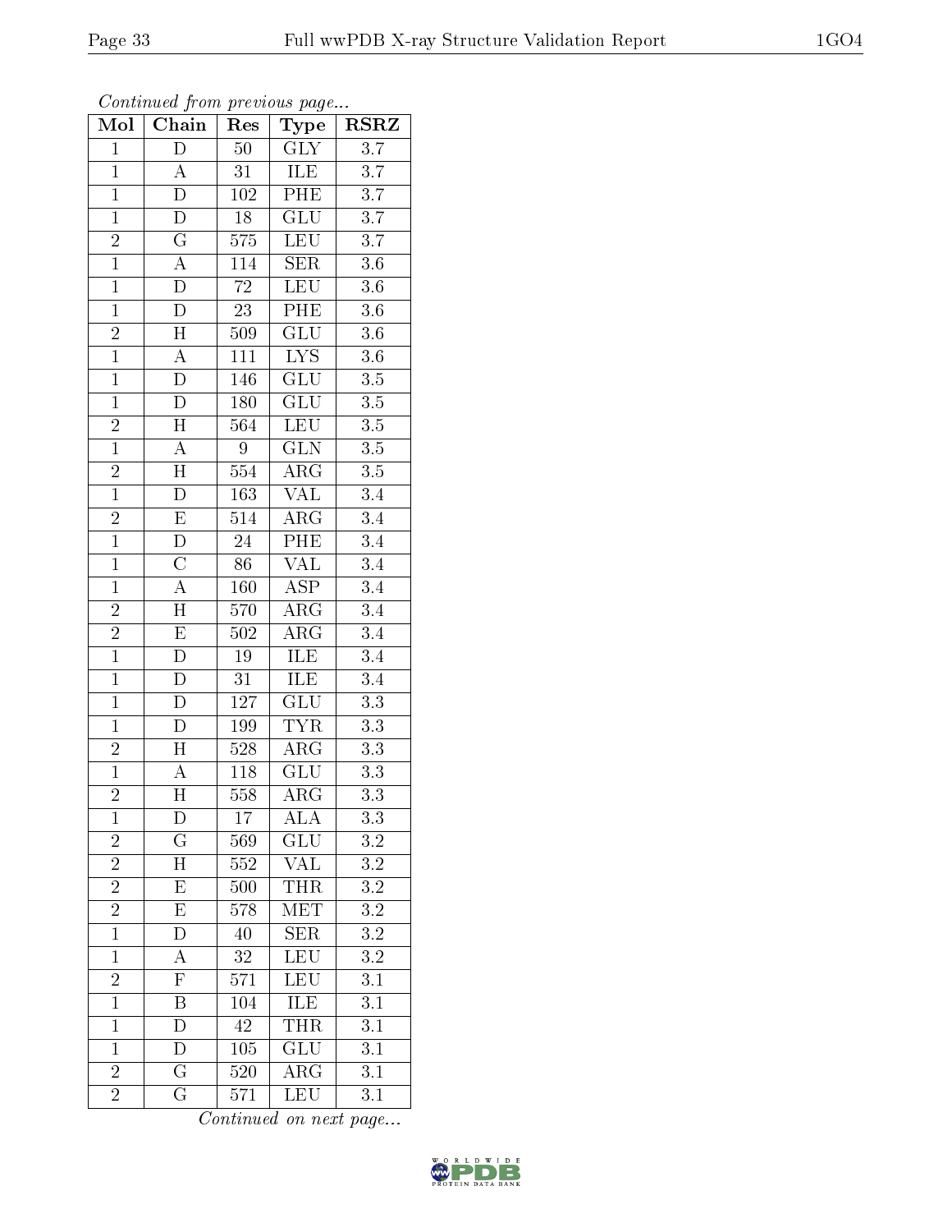*Continued from previous page...*

| Mol | Chain | Res | Type | RSRZ |
|---|---|---|---|---|
| 1 | D | 50 | GLY | 3.7 |
| 1 | A | 31 | ILE | 3.7 |
| 1 | D | 102 | PHE | 3.7 |
| 1 | D | 18 | GLU | 3.7 |
| 2 | G | 575 | LEU | 3.7 |
| 1 | A | 114 | SER | 3.6 |
| 1 | D | 72 | LEU | 3.6 |
| 1 | D | 23 | PHE | 3.6 |
| 2 | H | 509 | GLU | 3.6 |
| 1 | A | 111 | LYS | 3.6 |
| 1 | D | 146 | GLU | 3.5 |
| 1 | D | 180 | GLU | 3.5 |
| 2 | H | 564 | LEU | 3.5 |
| 1 | A | 9 | GLN | 3.5 |
| 2 | H | 554 | ARG | 3.5 |
| 1 | D | 163 | VAL | 3.4 |
| 2 | E | 514 | ARG | 3.4 |
| 1 | D | 24 | PHE | 3.4 |
| 1 | C | 86 | VAL | 3.4 |
| 1 | A | 160 | ASP | 3.4 |
| 2 | H | 570 | ARG | 3.4 |
| 2 | E | 502 | ARG | 3.4 |
| 1 | D | 19 | ILE | 3.4 |
| 1 | D | 31 | ILE | 3.4 |
| 1 | D | 127 | GLU | 3.3 |
| 1 | D | 199 | TYR | 3.3 |
| 2 | H | 528 | ARG | 3.3 |
| 1 | A | 118 | GLU | 3.3 |
| 2 | H | 558 | ARG | 3.3 |
| 1 | D | 17 | ALA | 3.3 |
| 2 | G | 569 | GLU | 3.2 |
| 2 | H | 552 | VAL | 3.2 |
| 2 | E | 500 | THR | 3.2 |
| 2 | E | 578 | MET | 3.2 |
| 1 | D | 40 | SER | 3.2 |
| 1 | A | 32 | LEU | 3.2 |
| 2 | F | 571 | LEU | 3.1 |
| 1 | B | 104 | ILE | 3.1 |
| 1 | D | 42 | THR | 3.1 |
| 1 | D | 105 | GLU | 3.1 |
| 2 | G | 520 | ARG | 3.1 |
| 2 | G | 571 | LEU | 3.1 |

*Continued on next page...*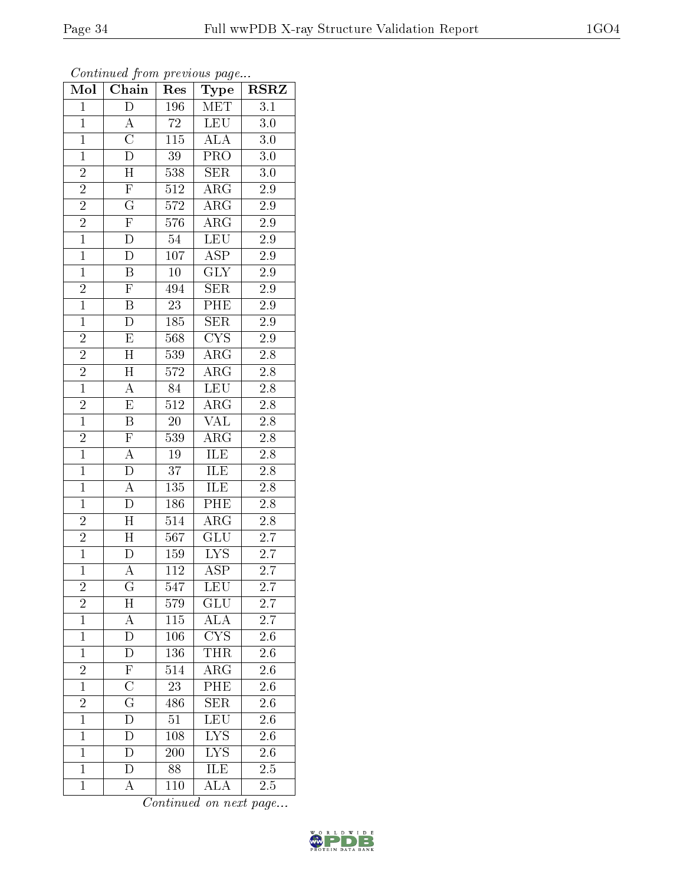*Continued from previous page...*

| Mol | Chain | Res | Type | RSRZ |
|---|---|---|---|---|
| 1 | D | 196 | MET | 3.1 |
| 1 | A | 72 | LEU | 3.0 |
| 1 | C | 115 | ALA | 3.0 |
| 1 | D | 39 | PRO | 3.0 |
| 2 | H | 538 | SER | 3.0 |
| 2 | F | 512 | ARG | 2.9 |
| 2 | G | 572 | ARG | 2.9 |
| 2 | F | 576 | ARG | 2.9 |
| 1 | D | 54 | LEU | 2.9 |
| 1 | D | 107 | ASP | 2.9 |
| 1 | B | 10 | GLY | 2.9 |
| 2 | F | 494 | SER | 2.9 |
| 1 | B | 23 | PHE | 2.9 |
| 1 | D | 185 | SER | 2.9 |
| 2 | E | 568 | CYS | 2.9 |
| 2 | H | 539 | ARG | 2.8 |
| 2 | H | 572 | ARG | 2.8 |
| 1 | A | 84 | LEU | 2.8 |
| 2 | E | 512 | ARG | 2.8 |
| 1 | B | 20 | VAL | 2.8 |
| 2 | F | 539 | ARG | 2.8 |
| 1 | A | 19 | ILE | 2.8 |
| 1 | D | 37 | ILE | 2.8 |
| 1 | A | 135 | ILE | 2.8 |
| 1 | D | 186 | PHE | 2.8 |
| 2 | H | 514 | ARG | 2.8 |
| 2 | H | 567 | GLU | 2.7 |
| 1 | D | 159 | LYS | 2.7 |
| 1 | A | 112 | ASP | 2.7 |
| 2 | G | 547 | LEU | 2.7 |
| 2 | H | 579 | GLU | 2.7 |
| 1 | A | 115 | ALA | 2.7 |
| 1 | D | 106 | CYS | 2.6 |
| 1 | D | 136 | THR | 2.6 |
| 2 | F | 514 | ARG | 2.6 |
| 1 | C | 23 | PHE | 2.6 |
| 2 | G | 486 | SER | 2.6 |
| 1 | D | 51 | LEU | 2.6 |
| 1 | D | 108 | LYS | 2.6 |
| 1 | D | 200 | LYS | 2.6 |
| 1 | D | 88 | ILE | 2.5 |
| 1 | A | 110 | ALA | 2.5 |

*Continued on next page...*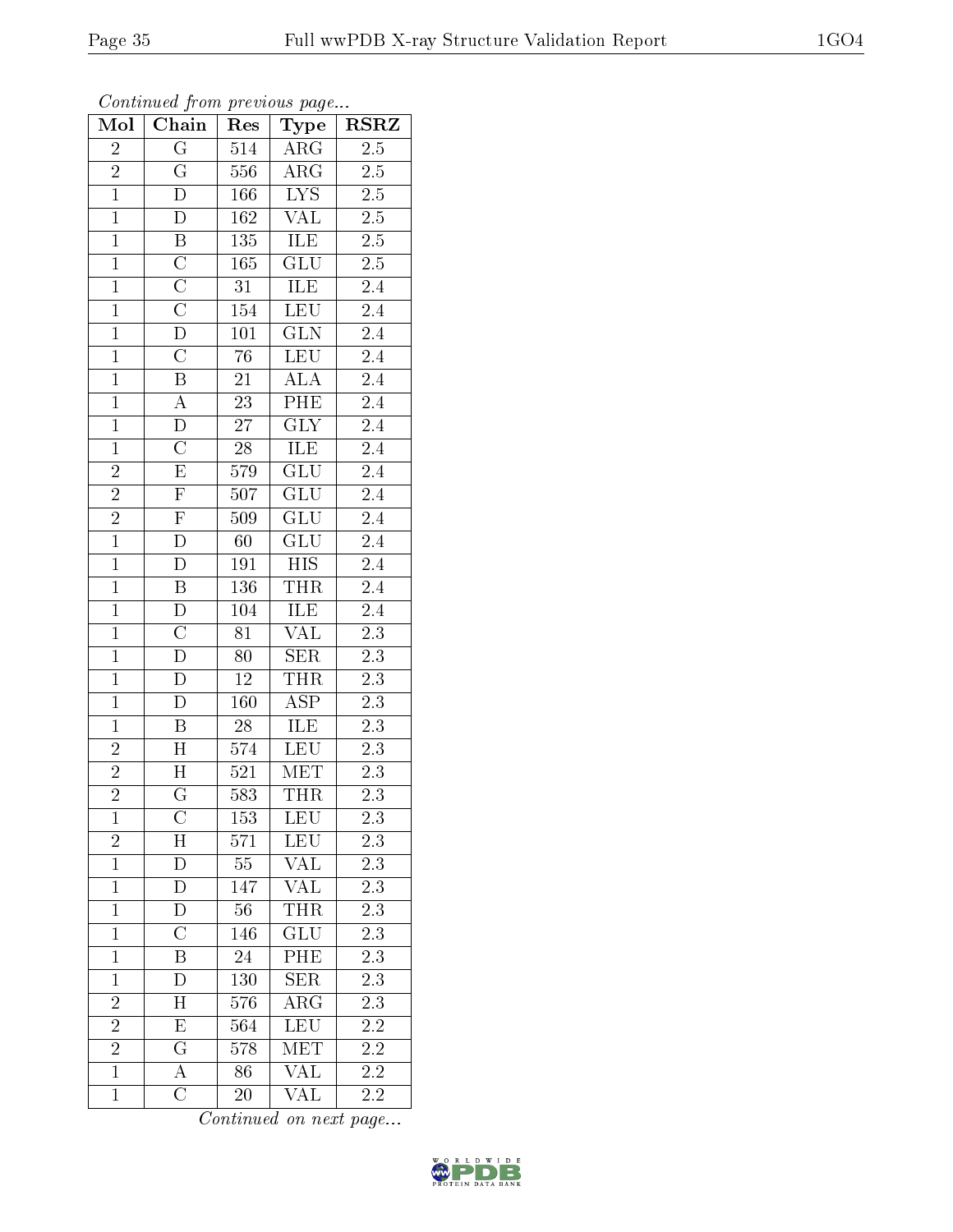*Continued from previous page...*

| Mol | Chain | Res | Type | RSRZ |
|---|---|---|---|---|
| 2 | G | 514 | ARG | 2.5 |
| 2 | G | 556 | ARG | 2.5 |
| 1 | D | 166 | LYS | 2.5 |
| 1 | D | 162 | VAL | 2.5 |
| 1 | B | 135 | ILE | 2.5 |
| 1 | C | 165 | GLU | 2.5 |
| 1 | C | 31 | ILE | 2.4 |
| 1 | C | 154 | LEU | 2.4 |
| 1 | D | 101 | GLN | 2.4 |
| 1 | C | 76 | LEU | 2.4 |
| 1 | B | 21 | ALA | 2.4 |
| 1 | A | 23 | PHE | 2.4 |
| 1 | D | 27 | GLY | 2.4 |
| 1 | C | 28 | ILE | 2.4 |
| 2 | E | 579 | GLU | 2.4 |
| 2 | F | 507 | GLU | 2.4 |
| 2 | F | 509 | GLU | 2.4 |
| 1 | D | 60 | GLU | 2.4 |
| 1 | D | 191 | HIS | 2.4 |
| 1 | B | 136 | THR | 2.4 |
| 1 | D | 104 | ILE | 2.4 |
| 1 | C | 81 | VAL | 2.3 |
| 1 | D | 80 | SER | 2.3 |
| 1 | D | 12 | THR | 2.3 |
| 1 | D | 160 | ASP | 2.3 |
| 1 | B | 28 | ILE | 2.3 |
| 2 | H | 574 | LEU | 2.3 |
| 2 | H | 521 | MET | 2.3 |
| 2 | G | 583 | THR | 2.3 |
| 1 | C | 153 | LEU | 2.3 |
| 2 | H | 571 | LEU | 2.3 |
| 1 | D | 55 | VAL | 2.3 |
| 1 | D | 147 | VAL | 2.3 |
| 1 | D | 56 | THR | 2.3 |
| 1 | C | 146 | GLU | 2.3 |
| 1 | B | 24 | PHE | 2.3 |
| 1 | D | 130 | SER | 2.3 |
| 2 | H | 576 | ARG | 2.3 |
| 2 | E | 564 | LEU | 2.2 |
| 2 | G | 578 | MET | 2.2 |
| 1 | A | 86 | VAL | 2.2 |
| 1 | C | 20 | VAL | 2.2 |

*Continued on next page...*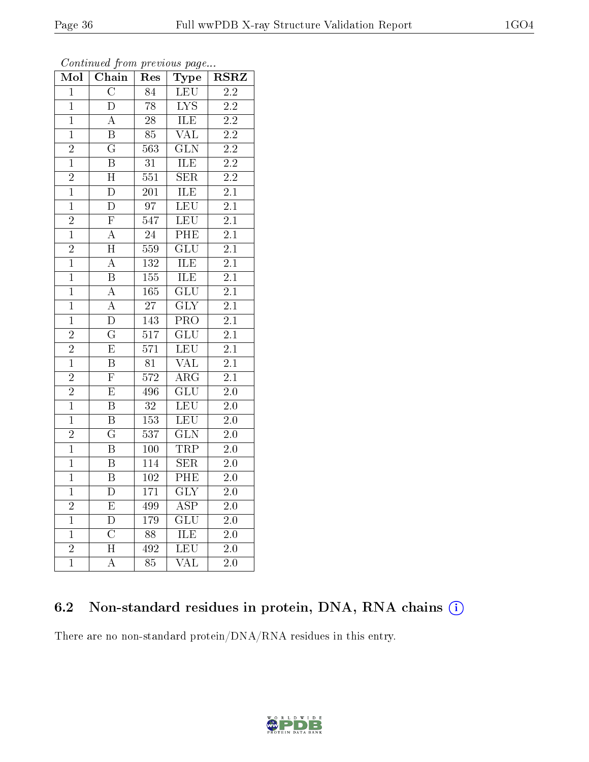*Continued from previous page...*

| Mol | Chain | Res | Type | RSRZ |
|---|---|---|---|---|
| 1 | C | 84 | LEU | 2.2 |
| 1 | D | 78 | LYS | 2.2 |
| 1 | A | 28 | ILE | 2.2 |
| 1 | B | 85 | VAL | 2.2 |
| 2 | G | 563 | GLN | 2.2 |
| 1 | B | 31 | ILE | 2.2 |
| 2 | H | 551 | SER | 2.2 |
| 1 | D | 201 | ILE | 2.1 |
| 1 | D | 97 | LEU | 2.1 |
| 2 | F | 547 | LEU | 2.1 |
| 1 | A | 24 | PHE | 2.1 |
| 2 | H | 559 | GLU | 2.1 |
| 1 | A | 132 | ILE | 2.1 |
| 1 | B | 155 | ILE | 2.1 |
| 1 | A | 165 | GLU | 2.1 |
| 1 | A | 27 | GLY | 2.1 |
| 1 | D | 143 | PRO | 2.1 |
| 2 | G | 517 | GLU | 2.1 |
| 2 | E | 571 | LEU | 2.1 |
| 1 | B | 81 | VAL | 2.1 |
| 2 | F | 572 | ARG | 2.1 |
| 2 | E | 496 | GLU | 2.0 |
| 1 | B | 32 | LEU | 2.0 |
| 1 | B | 153 | LEU | 2.0 |
| 2 | G | 537 | GLN | 2.0 |
| 1 | B | 100 | TRP | 2.0 |
| 1 | B | 114 | SER | 2.0 |
| 1 | B | 102 | PHE | 2.0 |
| 1 | D | 171 | GLY | 2.0 |
| 2 | E | 499 | ASP | 2.0 |
| 1 | D | 179 | GLU | 2.0 |
| 1 | C | 88 | ILE | 2.0 |
| 2 | H | 492 | LEU | 2.0 |
| 1 | A | 85 | VAL | 2.0 |

### 6.2 Non-standard residues in protein, DNA, RNA chains (i)

There are no non-standard protein/DNA/RNA residues in this entry.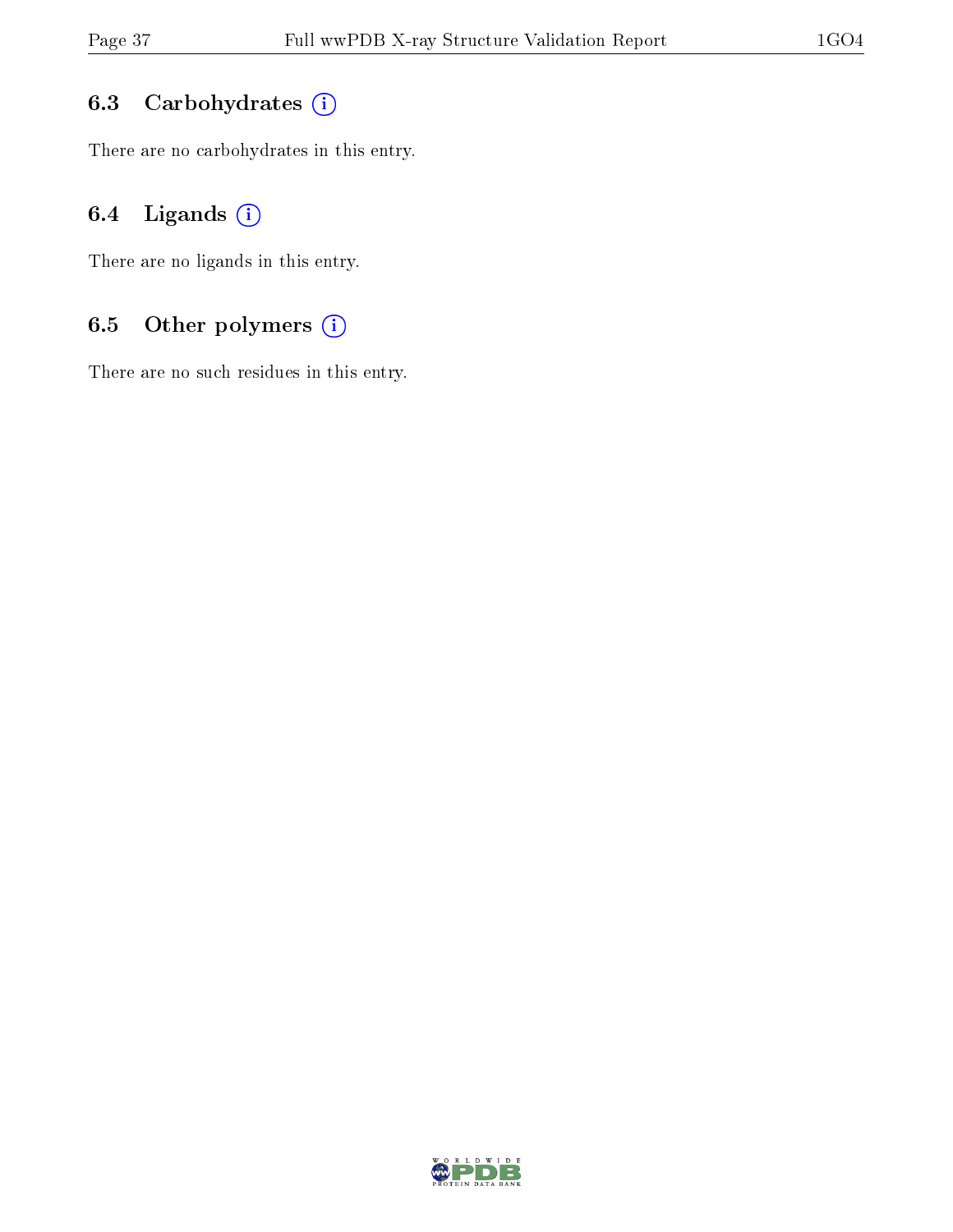### 6.3 Carbohydrates

There are no carbohydrates in this entry.

### 6.4 Ligands

There are no ligands in this entry.

### 6.5 Other polymers

There are no such residues in this entry.